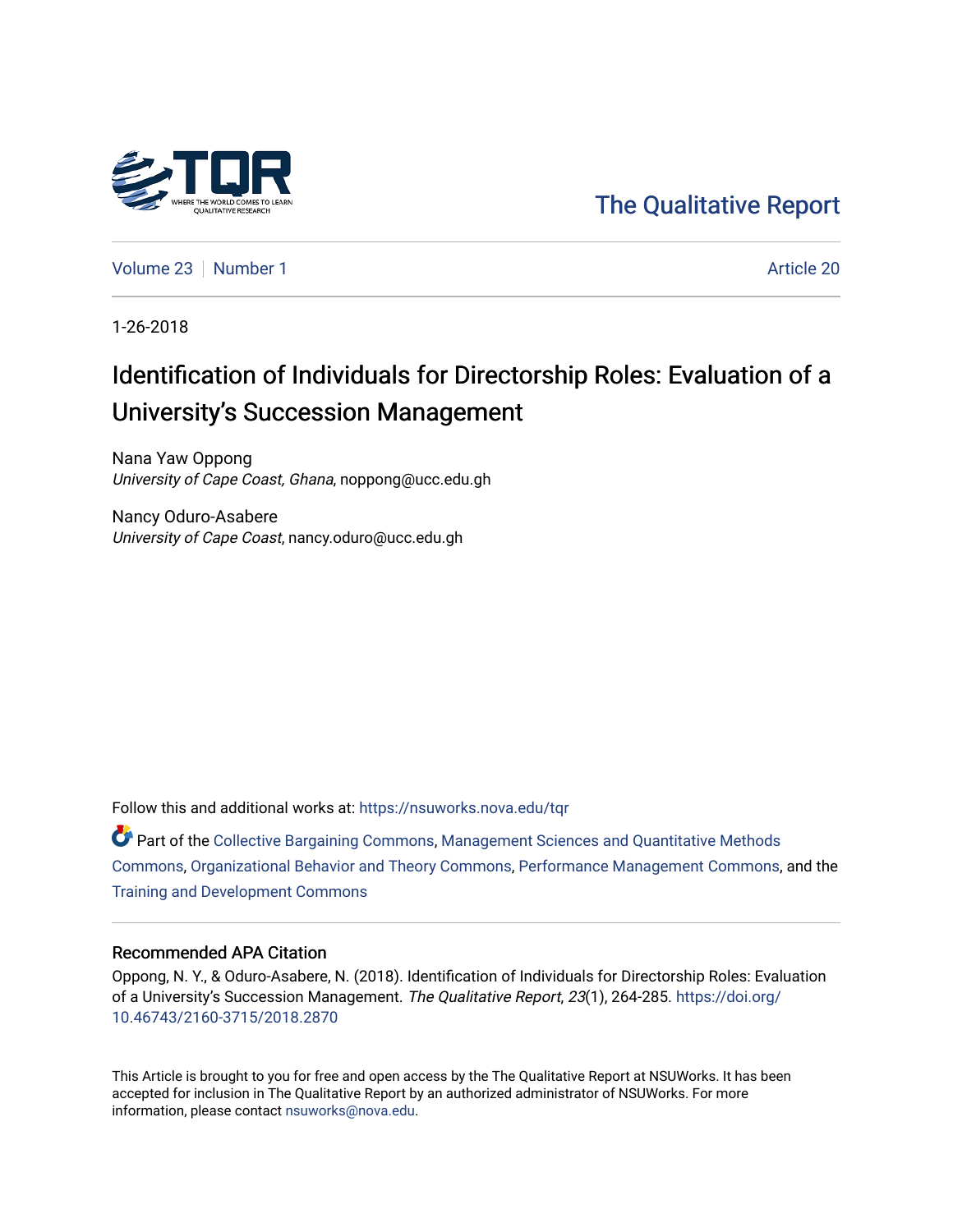The Qualitative Report

Volume 23 | Number 1 | Article 20

1-26-2018

# Identification of Individuals for Directorship Roles: Evaluation of a University's Succession Management

Nana Yaw Oppong
*University of Cape Coast, Ghana*, noppong@ucc.edu.gh

Nancy Oduro-Asabere
*University of Cape Coast*, nancy.oduro@ucc.edu.gh

Follow this and additional works at: https://nsuworks.nova.edu/tqr

Part of the Collective Bargaining Commons, Management Sciences and Quantitative Methods Commons, Organizational Behavior and Theory Commons, Performance Management Commons, and the Training and Development Commons

## Recommended APA Citation

Oppong, N. Y., & Oduro-Asabere, N. (2018). Identification of Individuals for Directorship Roles: Evaluation of a University's Succession Management. *The Qualitative Report*, *23*(1), 264-285. https://doi.org/10.46743/2160-3715/2018.2870

This Article is brought to you for free and open access by the The Qualitative Report at NSUWorks. It has been accepted for inclusion in The Qualitative Report by an authorized administrator of NSUWorks. For more information, please contact nsuworks@nova.edu.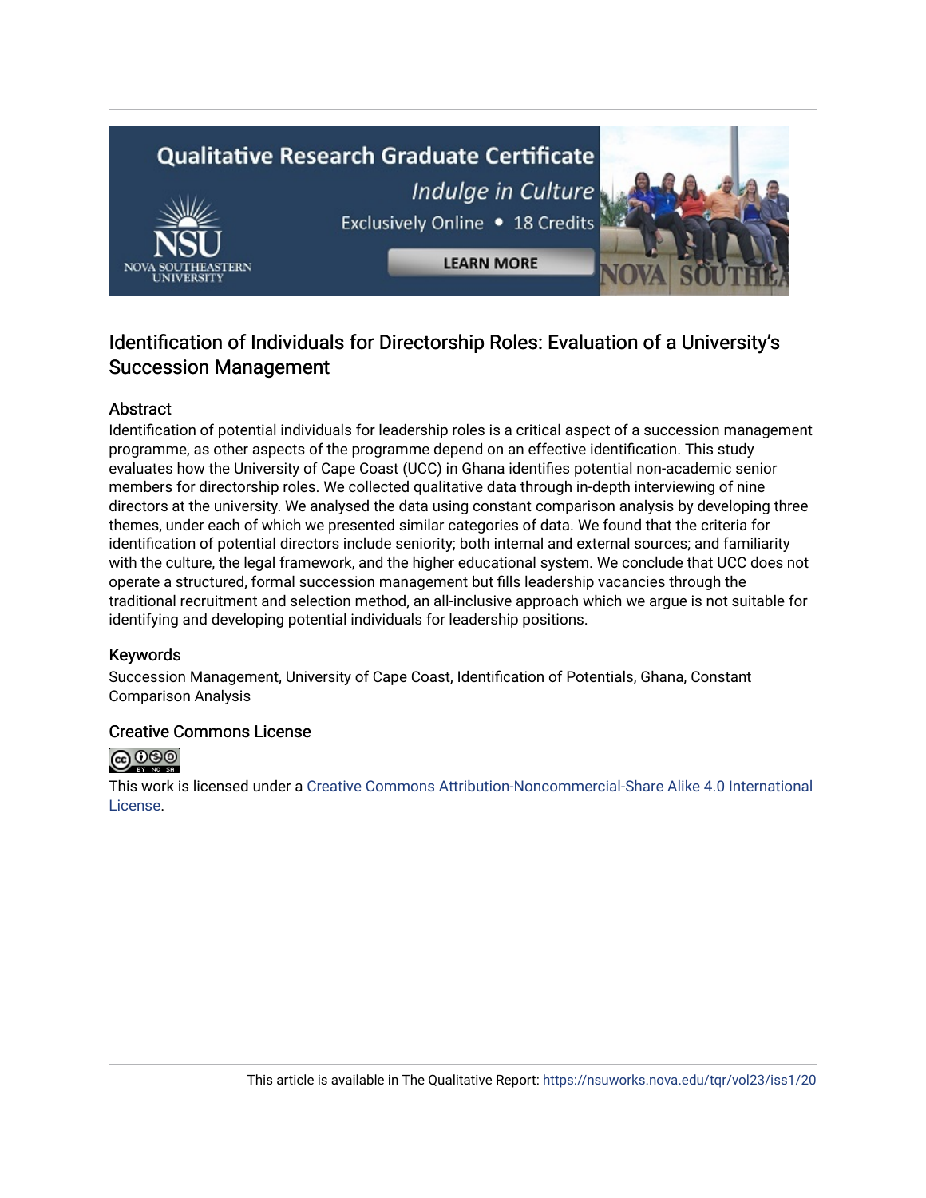# Identification of Individuals for Directorship Roles: Evaluation of a University's Succession Management

## Abstract

Identification of potential individuals for leadership roles is a critical aspect of a succession management programme, as other aspects of the programme depend on an effective identification. This study evaluates how the University of Cape Coast (UCC) in Ghana identifies potential non-academic senior members for directorship roles. We collected qualitative data through in-depth interviewing of nine directors at the university. We analysed the data using constant comparison analysis by developing three themes, under each of which we presented similar categories of data. We found that the criteria for identification of potential directors include seniority; both internal and external sources; and familiarity with the culture, the legal framework, and the higher educational system. We conclude that UCC does not operate a structured, formal succession management but fills leadership vacancies through the traditional recruitment and selection method, an all-inclusive approach which we argue is not suitable for identifying and developing potential individuals for leadership positions.

## Keywords

Succession Management, University of Cape Coast, Identification of Potentials, Ghana, Constant Comparison Analysis

## Creative Commons License

This work is licensed under a Creative Commons Attribution-Noncommercial-Share Alike 4.0 International License.

This article is available in The Qualitative Report: https://nsuworks.nova.edu/tqr/vol23/iss1/20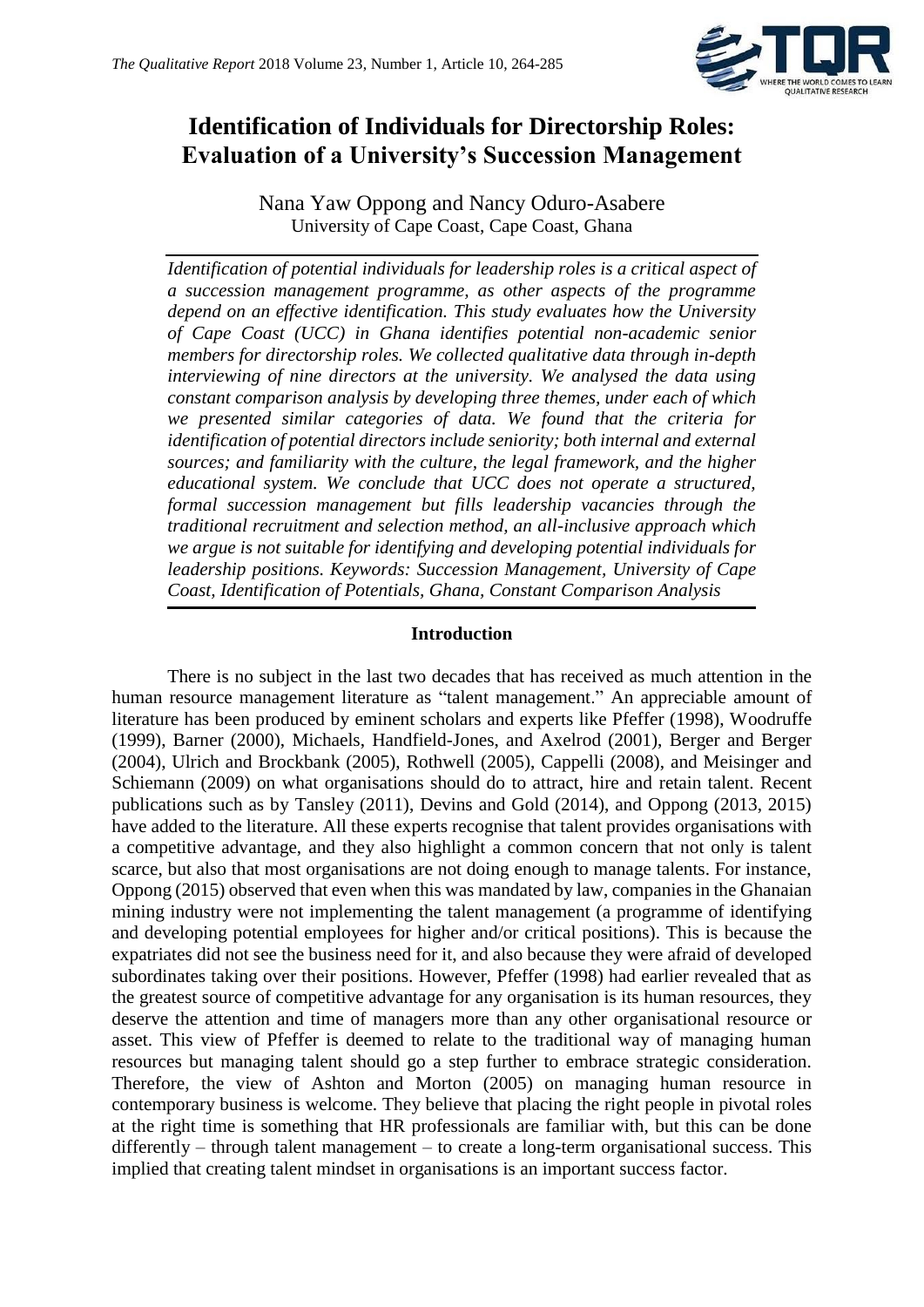# Identification of Individuals for Directorship Roles: Evaluation of a University's Succession Management

Nana Yaw Oppong and Nancy Oduro-Asabere
University of Cape Coast, Cape Coast, Ghana

*Identification of potential individuals for leadership roles is a critical aspect of a succession management programme, as other aspects of the programme depend on an effective identification. This study evaluates how the University of Cape Coast (UCC) in Ghana identifies potential non-academic senior members for directorship roles. We collected qualitative data through in-depth interviewing of nine directors at the university. We analysed the data using constant comparison analysis by developing three themes, under each of which we presented similar categories of data. We found that the criteria for identification of potential directors include seniority; both internal and external sources; and familiarity with the culture, the legal framework, and the higher educational system. We conclude that UCC does not operate a structured, formal succession management but fills leadership vacancies through the traditional recruitment and selection method, an all-inclusive approach which we argue is not suitable for identifying and developing potential individuals for leadership positions. Keywords: Succession Management, University of Cape Coast, Identification of Potentials, Ghana, Constant Comparison Analysis*

## Introduction

There is no subject in the last two decades that has received as much attention in the human resource management literature as "talent management." An appreciable amount of literature has been produced by eminent scholars and experts like Pfeffer (1998), Woodruffe (1999), Barner (2000), Michaels, Handfield-Jones, and Axelrod (2001), Berger and Berger (2004), Ulrich and Brockbank (2005), Rothwell (2005), Cappelli (2008), and Meisinger and Schiemann (2009) on what organisations should do to attract, hire and retain talent. Recent publications such as by Tansley (2011), Devins and Gold (2014), and Oppong (2013, 2015) have added to the literature. All these experts recognise that talent provides organisations with a competitive advantage, and they also highlight a common concern that not only is talent scarce, but also that most organisations are not doing enough to manage talents. For instance, Oppong (2015) observed that even when this was mandated by law, companies in the Ghanaian mining industry were not implementing the talent management (a programme of identifying and developing potential employees for higher and/or critical positions). This is because the expatriates did not see the business need for it, and also because they were afraid of developed subordinates taking over their positions. However, Pfeffer (1998) had earlier revealed that as the greatest source of competitive advantage for any organisation is its human resources, they deserve the attention and time of managers more than any other organisational resource or asset. This view of Pfeffer is deemed to relate to the traditional way of managing human resources but managing talent should go a step further to embrace strategic consideration. Therefore, the view of Ashton and Morton (2005) on managing human resource in contemporary business is welcome. They believe that placing the right people in pivotal roles at the right time is something that HR professionals are familiar with, but this can be done differently – through talent management – to create a long-term organisational success. This implied that creating talent mindset in organisations is an important success factor.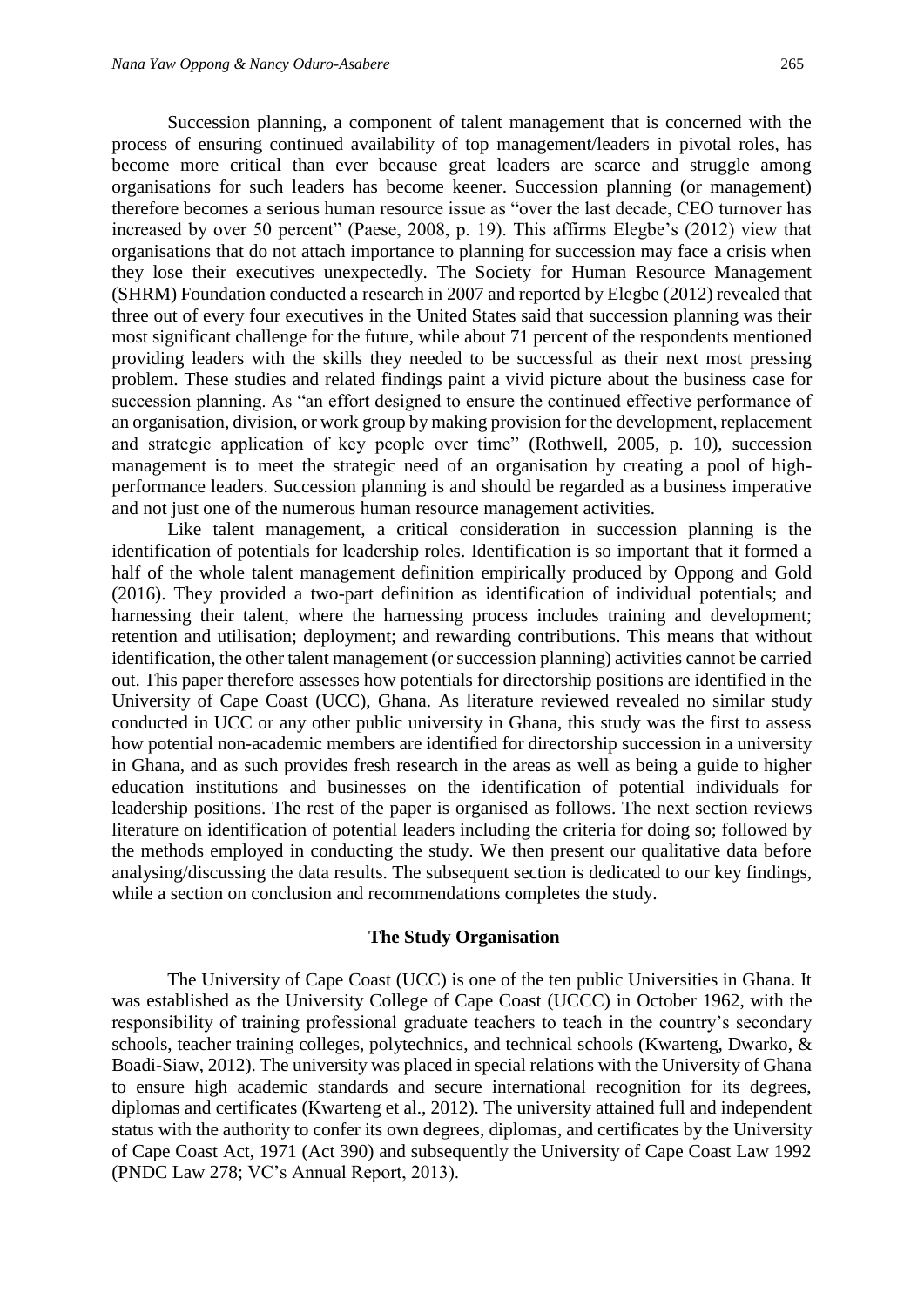Succession planning, a component of talent management that is concerned with the process of ensuring continued availability of top management/leaders in pivotal roles, has become more critical than ever because great leaders are scarce and struggle among organisations for such leaders has become keener. Succession planning (or management) therefore becomes a serious human resource issue as "over the last decade, CEO turnover has increased by over 50 percent" (Paese, 2008, p. 19). This affirms Elegbe's (2012) view that organisations that do not attach importance to planning for succession may face a crisis when they lose their executives unexpectedly. The Society for Human Resource Management (SHRM) Foundation conducted a research in 2007 and reported by Elegbe (2012) revealed that three out of every four executives in the United States said that succession planning was their most significant challenge for the future, while about 71 percent of the respondents mentioned providing leaders with the skills they needed to be successful as their next most pressing problem. These studies and related findings paint a vivid picture about the business case for succession planning. As "an effort designed to ensure the continued effective performance of an organisation, division, or work group by making provision for the development, replacement and strategic application of key people over time" (Rothwell, 2005, p. 10), succession management is to meet the strategic need of an organisation by creating a pool of high-performance leaders. Succession planning is and should be regarded as a business imperative and not just one of the numerous human resource management activities.

Like talent management, a critical consideration in succession planning is the identification of potentials for leadership roles. Identification is so important that it formed a half of the whole talent management definition empirically produced by Oppong and Gold (2016). They provided a two-part definition as identification of individual potentials; and harnessing their talent, where the harnessing process includes training and development; retention and utilisation; deployment; and rewarding contributions. This means that without identification, the other talent management (or succession planning) activities cannot be carried out. This paper therefore assesses how potentials for directorship positions are identified in the University of Cape Coast (UCC), Ghana. As literature reviewed revealed no similar study conducted in UCC or any other public university in Ghana, this study was the first to assess how potential non-academic members are identified for directorship succession in a university in Ghana, and as such provides fresh research in the areas as well as being a guide to higher education institutions and businesses on the identification of potential individuals for leadership positions. The rest of the paper is organised as follows. The next section reviews literature on identification of potential leaders including the criteria for doing so; followed by the methods employed in conducting the study. We then present our qualitative data before analysing/discussing the data results. The subsequent section is dedicated to our key findings, while a section on conclusion and recommendations completes the study.

## The Study Organisation

The University of Cape Coast (UCC) is one of the ten public Universities in Ghana. It was established as the University College of Cape Coast (UCCC) in October 1962, with the responsibility of training professional graduate teachers to teach in the country's secondary schools, teacher training colleges, polytechnics, and technical schools (Kwarteng, Dwarko, & Boadi-Siaw, 2012). The university was placed in special relations with the University of Ghana to ensure high academic standards and secure international recognition for its degrees, diplomas and certificates (Kwarteng et al., 2012). The university attained full and independent status with the authority to confer its own degrees, diplomas, and certificates by the University of Cape Coast Act, 1971 (Act 390) and subsequently the University of Cape Coast Law 1992 (PNDC Law 278; VC's Annual Report, 2013).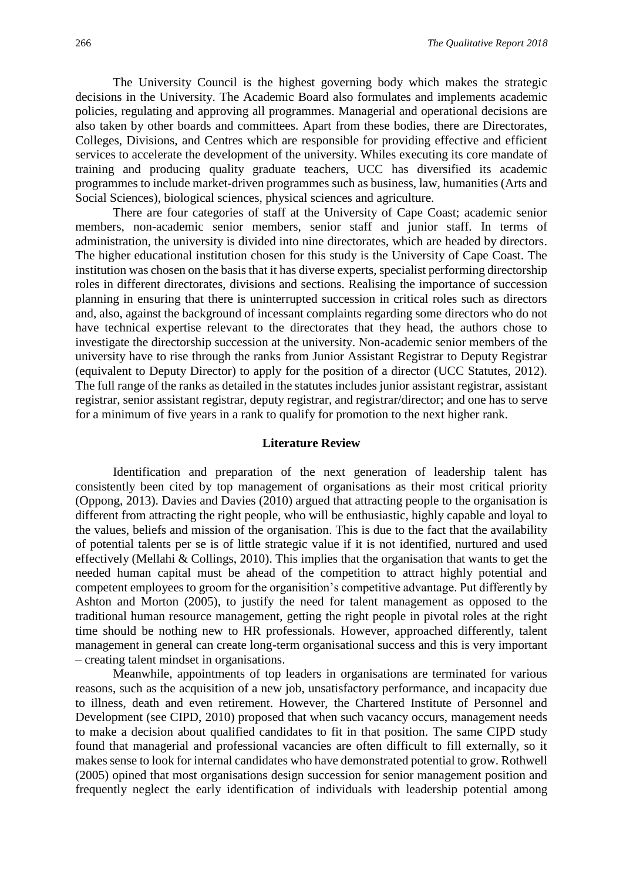The University Council is the highest governing body which makes the strategic decisions in the University. The Academic Board also formulates and implements academic policies, regulating and approving all programmes. Managerial and operational decisions are also taken by other boards and committees. Apart from these bodies, there are Directorates, Colleges, Divisions, and Centres which are responsible for providing effective and efficient services to accelerate the development of the university. Whiles executing its core mandate of training and producing quality graduate teachers, UCC has diversified its academic programmes to include market-driven programmes such as business, law, humanities (Arts and Social Sciences), biological sciences, physical sciences and agriculture.

There are four categories of staff at the University of Cape Coast; academic senior members, non-academic senior members, senior staff and junior staff. In terms of administration, the university is divided into nine directorates, which are headed by directors. The higher educational institution chosen for this study is the University of Cape Coast. The institution was chosen on the basis that it has diverse experts, specialist performing directorship roles in different directorates, divisions and sections. Realising the importance of succession planning in ensuring that there is uninterrupted succession in critical roles such as directors and, also, against the background of incessant complaints regarding some directors who do not have technical expertise relevant to the directorates that they head, the authors chose to investigate the directorship succession at the university. Non-academic senior members of the university have to rise through the ranks from Junior Assistant Registrar to Deputy Registrar (equivalent to Deputy Director) to apply for the position of a director (UCC Statutes, 2012). The full range of the ranks as detailed in the statutes includes junior assistant registrar, assistant registrar, senior assistant registrar, deputy registrar, and registrar/director; and one has to serve for a minimum of five years in a rank to qualify for promotion to the next higher rank.

## Literature Review

Identification and preparation of the next generation of leadership talent has consistently been cited by top management of organisations as their most critical priority (Oppong, 2013). Davies and Davies (2010) argued that attracting people to the organisation is different from attracting the right people, who will be enthusiastic, highly capable and loyal to the values, beliefs and mission of the organisation. This is due to the fact that the availability of potential talents per se is of little strategic value if it is not identified, nurtured and used effectively (Mellahi & Collings, 2010). This implies that the organisation that wants to get the needed human capital must be ahead of the competition to attract highly potential and competent employees to groom for the organisition's competitive advantage. Put differently by Ashton and Morton (2005), to justify the need for talent management as opposed to the traditional human resource management, getting the right people in pivotal roles at the right time should be nothing new to HR professionals. However, approached differently, talent management in general can create long-term organisational success and this is very important – creating talent mindset in organisations.

Meanwhile, appointments of top leaders in organisations are terminated for various reasons, such as the acquisition of a new job, unsatisfactory performance, and incapacity due to illness, death and even retirement. However, the Chartered Institute of Personnel and Development (see CIPD, 2010) proposed that when such vacancy occurs, management needs to make a decision about qualified candidates to fit in that position. The same CIPD study found that managerial and professional vacancies are often difficult to fill externally, so it makes sense to look for internal candidates who have demonstrated potential to grow. Rothwell (2005) opined that most organisations design succession for senior management position and frequently neglect the early identification of individuals with leadership potential among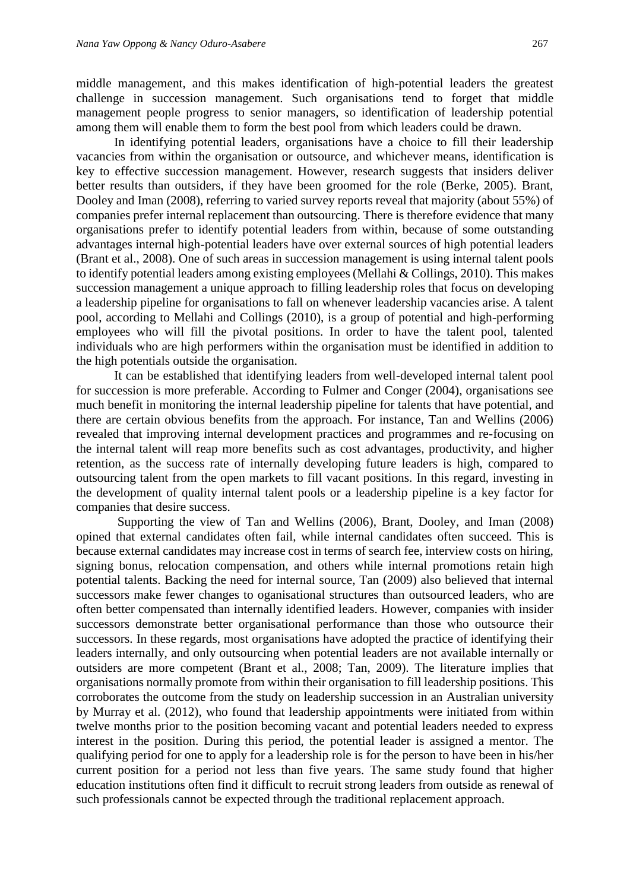middle management, and this makes identification of high-potential leaders the greatest challenge in succession management. Such organisations tend to forget that middle management people progress to senior managers, so identification of leadership potential among them will enable them to form the best pool from which leaders could be drawn.

In identifying potential leaders, organisations have a choice to fill their leadership vacancies from within the organisation or outsource, and whichever means, identification is key to effective succession management. However, research suggests that insiders deliver better results than outsiders, if they have been groomed for the role (Berke, 2005). Brant, Dooley and Iman (2008), referring to varied survey reports reveal that majority (about 55%) of companies prefer internal replacement than outsourcing. There is therefore evidence that many organisations prefer to identify potential leaders from within, because of some outstanding advantages internal high-potential leaders have over external sources of high potential leaders (Brant et al., 2008). One of such areas in succession management is using internal talent pools to identify potential leaders among existing employees (Mellahi & Collings, 2010). This makes succession management a unique approach to filling leadership roles that focus on developing a leadership pipeline for organisations to fall on whenever leadership vacancies arise. A talent pool, according to Mellahi and Collings (2010), is a group of potential and high-performing employees who will fill the pivotal positions. In order to have the talent pool, talented individuals who are high performers within the organisation must be identified in addition to the high potentials outside the organisation.

It can be established that identifying leaders from well-developed internal talent pool for succession is more preferable. According to Fulmer and Conger (2004), organisations see much benefit in monitoring the internal leadership pipeline for talents that have potential, and there are certain obvious benefits from the approach. For instance, Tan and Wellins (2006) revealed that improving internal development practices and programmes and re-focusing on the internal talent will reap more benefits such as cost advantages, productivity, and higher retention, as the success rate of internally developing future leaders is high, compared to outsourcing talent from the open markets to fill vacant positions. In this regard, investing in the development of quality internal talent pools or a leadership pipeline is a key factor for companies that desire success.

Supporting the view of Tan and Wellins (2006), Brant, Dooley, and Iman (2008) opined that external candidates often fail, while internal candidates often succeed. This is because external candidates may increase cost in terms of search fee, interview costs on hiring, signing bonus, relocation compensation, and others while internal promotions retain high potential talents. Backing the need for internal source, Tan (2009) also believed that internal successors make fewer changes to oganisational structures than outsourced leaders, who are often better compensated than internally identified leaders. However, companies with insider successors demonstrate better organisational performance than those who outsource their successors. In these regards, most organisations have adopted the practice of identifying their leaders internally, and only outsourcing when potential leaders are not available internally or outsiders are more competent (Brant et al., 2008; Tan, 2009). The literature implies that organisations normally promote from within their organisation to fill leadership positions. This corroborates the outcome from the study on leadership succession in an Australian university by Murray et al. (2012), who found that leadership appointments were initiated from within twelve months prior to the position becoming vacant and potential leaders needed to express interest in the position. During this period, the potential leader is assigned a mentor. The qualifying period for one to apply for a leadership role is for the person to have been in his/her current position for a period not less than five years. The same study found that higher education institutions often find it difficult to recruit strong leaders from outside as renewal of such professionals cannot be expected through the traditional replacement approach.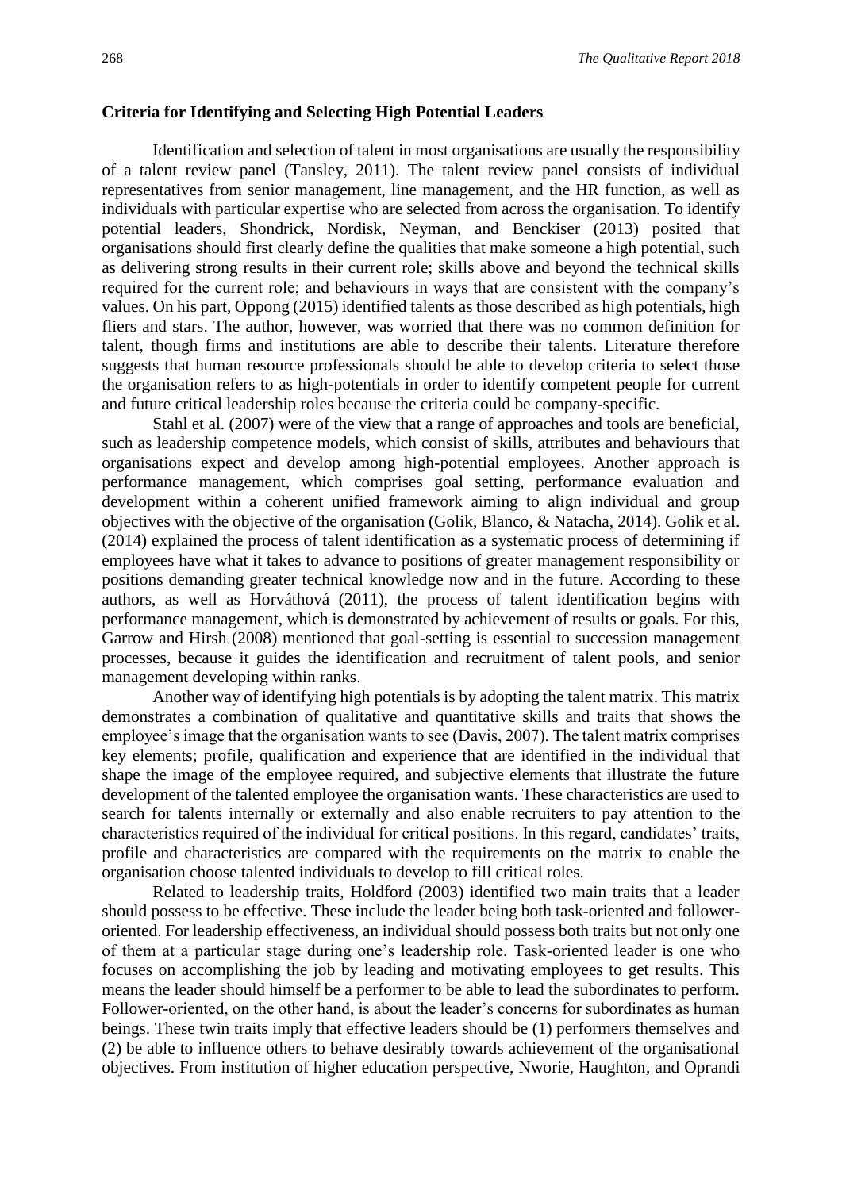**Criteria for Identifying and Selecting High Potential Leaders**

Identification and selection of talent in most organisations are usually the responsibility of a talent review panel (Tansley, 2011). The talent review panel consists of individual representatives from senior management, line management, and the HR function, as well as individuals with particular expertise who are selected from across the organisation. To identify potential leaders, Shondrick, Nordisk, Neyman, and Benckiser (2013) posited that organisations should first clearly define the qualities that make someone a high potential, such as delivering strong results in their current role; skills above and beyond the technical skills required for the current role; and behaviours in ways that are consistent with the company's values. On his part, Oppong (2015) identified talents as those described as high potentials, high fliers and stars. The author, however, was worried that there was no common definition for talent, though firms and institutions are able to describe their talents. Literature therefore suggests that human resource professionals should be able to develop criteria to select those the organisation refers to as high-potentials in order to identify competent people for current and future critical leadership roles because the criteria could be company-specific.

Stahl et al. (2007) were of the view that a range of approaches and tools are beneficial, such as leadership competence models, which consist of skills, attributes and behaviours that organisations expect and develop among high-potential employees. Another approach is performance management, which comprises goal setting, performance evaluation and development within a coherent unified framework aiming to align individual and group objectives with the objective of the organisation (Golik, Blanco, & Natacha, 2014). Golik et al. (2014) explained the process of talent identification as a systematic process of determining if employees have what it takes to advance to positions of greater management responsibility or positions demanding greater technical knowledge now and in the future. According to these authors, as well as Horváthová (2011), the process of talent identification begins with performance management, which is demonstrated by achievement of results or goals. For this, Garrow and Hirsh (2008) mentioned that goal-setting is essential to succession management processes, because it guides the identification and recruitment of talent pools, and senior management developing within ranks.

Another way of identifying high potentials is by adopting the talent matrix. This matrix demonstrates a combination of qualitative and quantitative skills and traits that shows the employee's image that the organisation wants to see (Davis, 2007). The talent matrix comprises key elements; profile, qualification and experience that are identified in the individual that shape the image of the employee required, and subjective elements that illustrate the future development of the talented employee the organisation wants. These characteristics are used to search for talents internally or externally and also enable recruiters to pay attention to the characteristics required of the individual for critical positions. In this regard, candidates' traits, profile and characteristics are compared with the requirements on the matrix to enable the organisation choose talented individuals to develop to fill critical roles.

Related to leadership traits, Holdford (2003) identified two main traits that a leader should possess to be effective. These include the leader being both task-oriented and follower-oriented. For leadership effectiveness, an individual should possess both traits but not only one of them at a particular stage during one's leadership role. Task-oriented leader is one who focuses on accomplishing the job by leading and motivating employees to get results. This means the leader should himself be a performer to be able to lead the subordinates to perform. Follower-oriented, on the other hand, is about the leader's concerns for subordinates as human beings. These twin traits imply that effective leaders should be (1) performers themselves and (2) be able to influence others to behave desirably towards achievement of the organisational objectives. From institution of higher education perspective, Nworie, Haughton, and Oprandi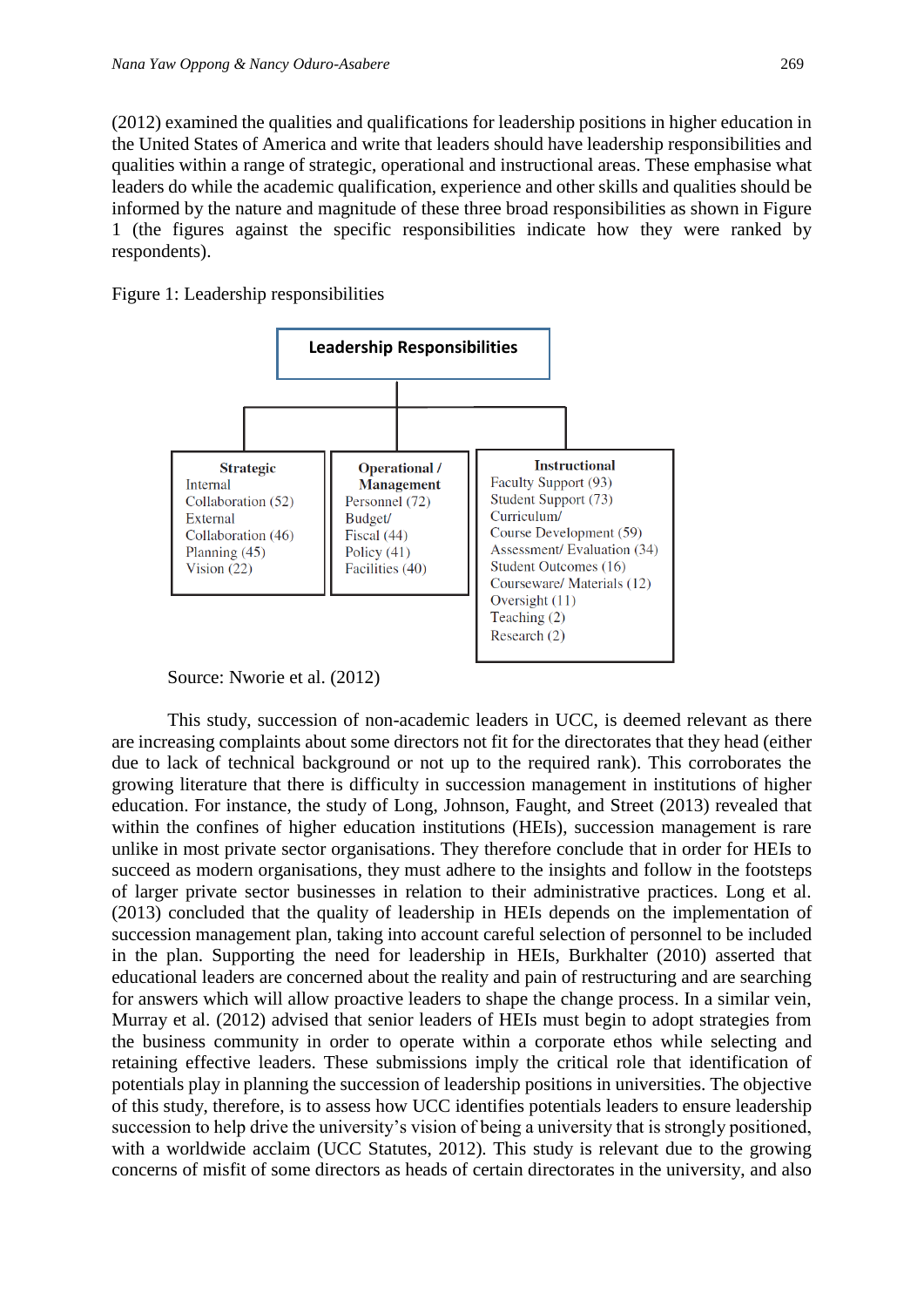(2012) examined the qualities and qualifications for leadership positions in higher education in the United States of America and write that leaders should have leadership responsibilities and qualities within a range of strategic, operational and instructional areas. These emphasise what leaders do while the academic qualification, experience and other skills and qualities should be informed by the nature and magnitude of these three broad responsibilities as shown in Figure 1 (the figures against the specific responsibilities indicate how they were ranked by respondents).

Figure 1: Leadership responsibilities

**Leadership Responsibilities**

| Strategic | Operational / Management | Instructional |
|---|---|---|
| Internal Collaboration (52) | Personnel (72) | Faculty Support (93) |
| External Collaboration (46) | Budget/ Fiscal (44) | Student Support (73) |
| Planning (45) | Policy (41) | Curriculum/ Course Development (59) |
| Vision (22) | Facilities (40) | Assessment/ Evaluation (34) |
| | | Student Outcomes (16) |
| | | Courseware/ Materials (12) |
| | | Oversight (11) |
| | | Teaching (2) |
| | | Research (2) |

Source: Nworie et al. (2012)

This study, succession of non-academic leaders in UCC, is deemed relevant as there are increasing complaints about some directors not fit for the directorates that they head (either due to lack of technical background or not up to the required rank). This corroborates the growing literature that there is difficulty in succession management in institutions of higher education. For instance, the study of Long, Johnson, Faught, and Street (2013) revealed that within the confines of higher education institutions (HEIs), succession management is rare unlike in most private sector organisations. They therefore conclude that in order for HEIs to succeed as modern organisations, they must adhere to the insights and follow in the footsteps of larger private sector businesses in relation to their administrative practices. Long et al. (2013) concluded that the quality of leadership in HEIs depends on the implementation of succession management plan, taking into account careful selection of personnel to be included in the plan. Supporting the need for leadership in HEIs, Burkhalter (2010) asserted that educational leaders are concerned about the reality and pain of restructuring and are searching for answers which will allow proactive leaders to shape the change process. In a similar vein, Murray et al. (2012) advised that senior leaders of HEIs must begin to adopt strategies from the business community in order to operate within a corporate ethos while selecting and retaining effective leaders. These submissions imply the critical role that identification of potentials play in planning the succession of leadership positions in universities. The objective of this study, therefore, is to assess how UCC identifies potentials leaders to ensure leadership succession to help drive the university's vision of being a university that is strongly positioned, with a worldwide acclaim (UCC Statutes, 2012). This study is relevant due to the growing concerns of misfit of some directors as heads of certain directorates in the university, and also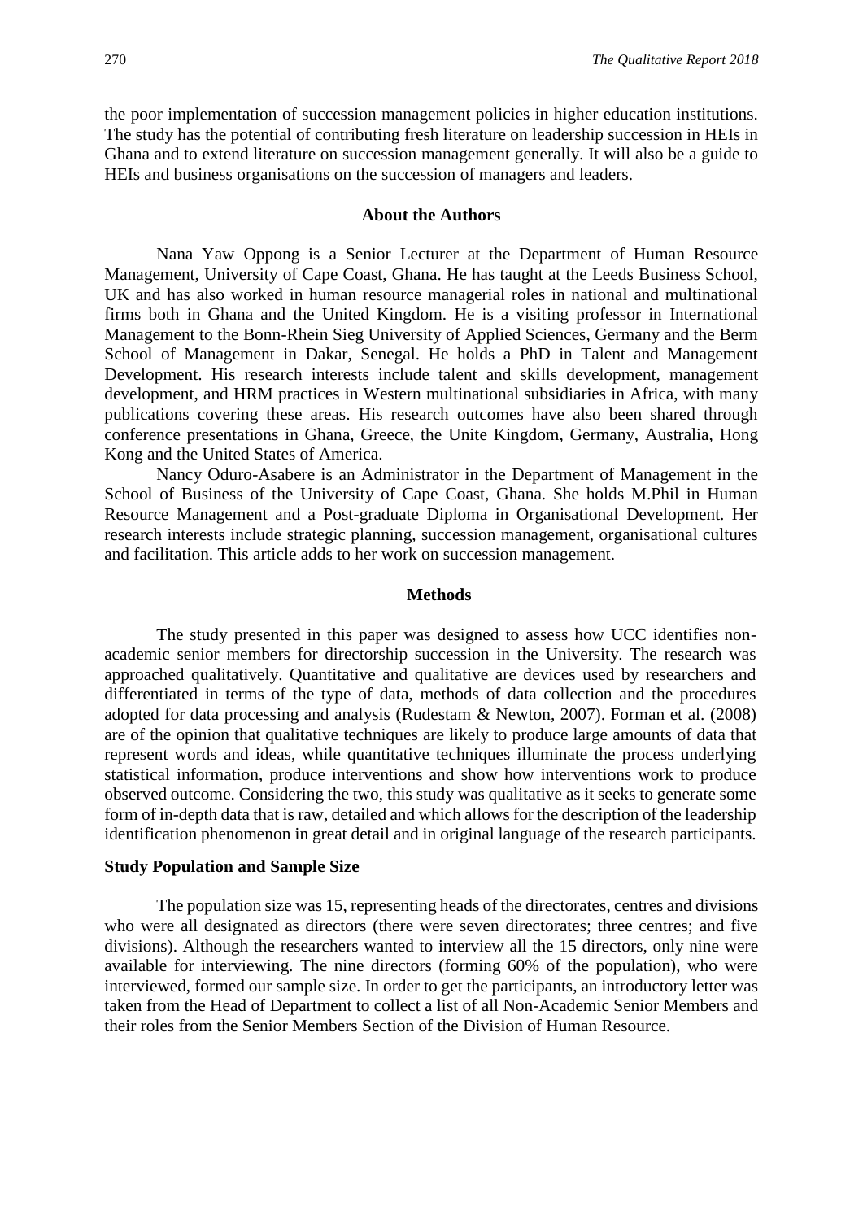the poor implementation of succession management policies in higher education institutions. The study has the potential of contributing fresh literature on leadership succession in HEIs in Ghana and to extend literature on succession management generally. It will also be a guide to HEIs and business organisations on the succession of managers and leaders.

## About the Authors

Nana Yaw Oppong is a Senior Lecturer at the Department of Human Resource Management, University of Cape Coast, Ghana. He has taught at the Leeds Business School, UK and has also worked in human resource managerial roles in national and multinational firms both in Ghana and the United Kingdom. He is a visiting professor in International Management to the Bonn-Rhein Sieg University of Applied Sciences, Germany and the Berm School of Management in Dakar, Senegal. He holds a PhD in Talent and Management Development. His research interests include talent and skills development, management development, and HRM practices in Western multinational subsidiaries in Africa, with many publications covering these areas. His research outcomes have also been shared through conference presentations in Ghana, Greece, the Unite Kingdom, Germany, Australia, Hong Kong and the United States of America.

Nancy Oduro-Asabere is an Administrator in the Department of Management in the School of Business of the University of Cape Coast, Ghana. She holds M.Phil in Human Resource Management and a Post-graduate Diploma in Organisational Development. Her research interests include strategic planning, succession management, organisational cultures and facilitation. This article adds to her work on succession management.

## Methods

The study presented in this paper was designed to assess how UCC identifies non-academic senior members for directorship succession in the University. The research was approached qualitatively. Quantitative and qualitative are devices used by researchers and differentiated in terms of the type of data, methods of data collection and the procedures adopted for data processing and analysis (Rudestam & Newton, 2007). Forman et al. (2008) are of the opinion that qualitative techniques are likely to produce large amounts of data that represent words and ideas, while quantitative techniques illuminate the process underlying statistical information, produce interventions and show how interventions work to produce observed outcome. Considering the two, this study was qualitative as it seeks to generate some form of in-depth data that is raw, detailed and which allows for the description of the leadership identification phenomenon in great detail and in original language of the research participants.

### Study Population and Sample Size

The population size was 15, representing heads of the directorates, centres and divisions who were all designated as directors (there were seven directorates; three centres; and five divisions). Although the researchers wanted to interview all the 15 directors, only nine were available for interviewing. The nine directors (forming 60% of the population), who were interviewed, formed our sample size. In order to get the participants, an introductory letter was taken from the Head of Department to collect a list of all Non-Academic Senior Members and their roles from the Senior Members Section of the Division of Human Resource.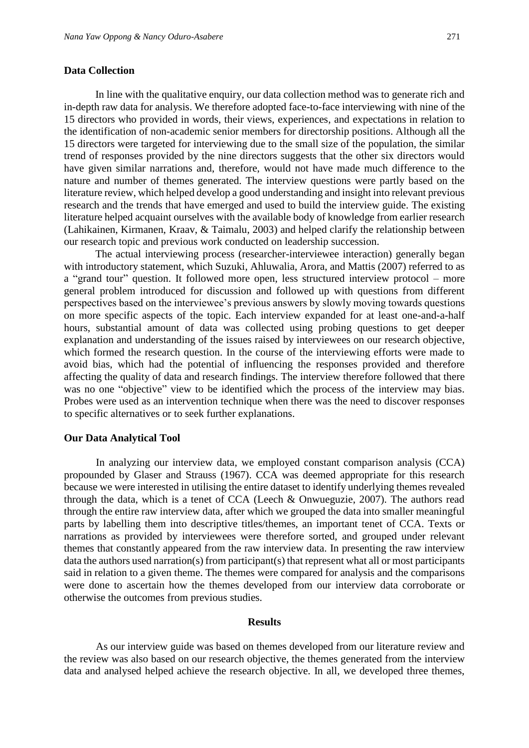### Data Collection

In line with the qualitative enquiry, our data collection method was to generate rich and in-depth raw data for analysis. We therefore adopted face-to-face interviewing with nine of the 15 directors who provided in words, their views, experiences, and expectations in relation to the identification of non-academic senior members for directorship positions. Although all the 15 directors were targeted for interviewing due to the small size of the population, the similar trend of responses provided by the nine directors suggests that the other six directors would have given similar narrations and, therefore, would not have made much difference to the nature and number of themes generated. The interview questions were partly based on the literature review, which helped develop a good understanding and insight into relevant previous research and the trends that have emerged and used to build the interview guide. The existing literature helped acquaint ourselves with the available body of knowledge from earlier research (Lahikainen, Kirmanen, Kraav, & Taimalu, 2003) and helped clarify the relationship between our research topic and previous work conducted on leadership succession.

The actual interviewing process (researcher-interviewee interaction) generally began with introductory statement, which Suzuki, Ahluwalia, Arora, and Mattis (2007) referred to as a "grand tour" question. It followed more open, less structured interview protocol – more general problem introduced for discussion and followed up with questions from different perspectives based on the interviewee's previous answers by slowly moving towards questions on more specific aspects of the topic. Each interview expanded for at least one-and-a-half hours, substantial amount of data was collected using probing questions to get deeper explanation and understanding of the issues raised by interviewees on our research objective, which formed the research question. In the course of the interviewing efforts were made to avoid bias, which had the potential of influencing the responses provided and therefore affecting the quality of data and research findings. The interview therefore followed that there was no one "objective" view to be identified which the process of the interview may bias. Probes were used as an intervention technique when there was the need to discover responses to specific alternatives or to seek further explanations.

### Our Data Analytical Tool

In analyzing our interview data, we employed constant comparison analysis (CCA) propounded by Glaser and Strauss (1967). CCA was deemed appropriate for this research because we were interested in utilising the entire dataset to identify underlying themes revealed through the data, which is a tenet of CCA (Leech & Onwuegbuzie, 2007). The authors read through the entire raw interview data, after which we grouped the data into smaller meaningful parts by labelling them into descriptive titles/themes, an important tenet of CCA. Texts or narrations as provided by interviewees were therefore sorted, and grouped under relevant themes that constantly appeared from the raw interview data. In presenting the raw interview data the authors used narration(s) from participant(s) that represent what all or most participants said in relation to a given theme. The themes were compared for analysis and the comparisons were done to ascertain how the themes developed from our interview data corroborate or otherwise the outcomes from previous studies.

## Results

As our interview guide was based on themes developed from our literature review and the review was also based on our research objective, the themes generated from the interview data and analysed helped achieve the research objective. In all, we developed three themes,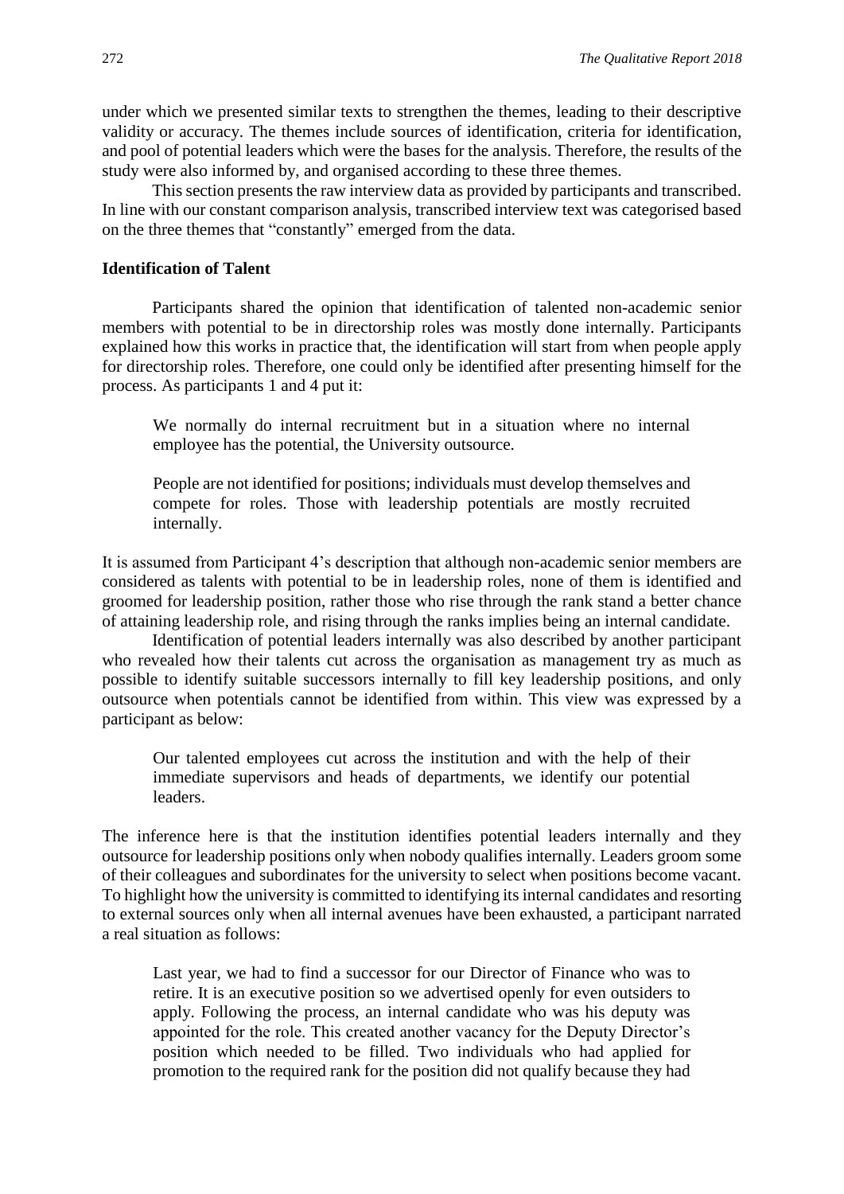under which we presented similar texts to strengthen the themes, leading to their descriptive validity or accuracy. The themes include sources of identification, criteria for identification, and pool of potential leaders which were the bases for the analysis. Therefore, the results of the study were also informed by, and organised according to these three themes.

This section presents the raw interview data as provided by participants and transcribed. In line with our constant comparison analysis, transcribed interview text was categorised based on the three themes that "constantly" emerged from the data.

### Identification of Talent

Participants shared the opinion that identification of talented non-academic senior members with potential to be in directorship roles was mostly done internally. Participants explained how this works in practice that, the identification will start from when people apply for directorship roles. Therefore, one could only be identified after presenting himself for the process. As participants 1 and 4 put it:

> We normally do internal recruitment but in a situation where no internal employee has the potential, the University outsource.

> People are not identified for positions; individuals must develop themselves and compete for roles. Those with leadership potentials are mostly recruited internally.

It is assumed from Participant 4's description that although non-academic senior members are considered as talents with potential to be in leadership roles, none of them is identified and groomed for leadership position, rather those who rise through the rank stand a better chance of attaining leadership role, and rising through the ranks implies being an internal candidate.

Identification of potential leaders internally was also described by another participant who revealed how their talents cut across the organisation as management try as much as possible to identify suitable successors internally to fill key leadership positions, and only outsource when potentials cannot be identified from within. This view was expressed by a participant as below:

> Our talented employees cut across the institution and with the help of their immediate supervisors and heads of departments, we identify our potential leaders.

The inference here is that the institution identifies potential leaders internally and they outsource for leadership positions only when nobody qualifies internally. Leaders groom some of their colleagues and subordinates for the university to select when positions become vacant. To highlight how the university is committed to identifying its internal candidates and resorting to external sources only when all internal avenues have been exhausted, a participant narrated a real situation as follows:

> Last year, we had to find a successor for our Director of Finance who was to retire. It is an executive position so we advertised openly for even outsiders to apply. Following the process, an internal candidate who was his deputy was appointed for the role. This created another vacancy for the Deputy Director's position which needed to be filled. Two individuals who had applied for promotion to the required rank for the position did not qualify because they had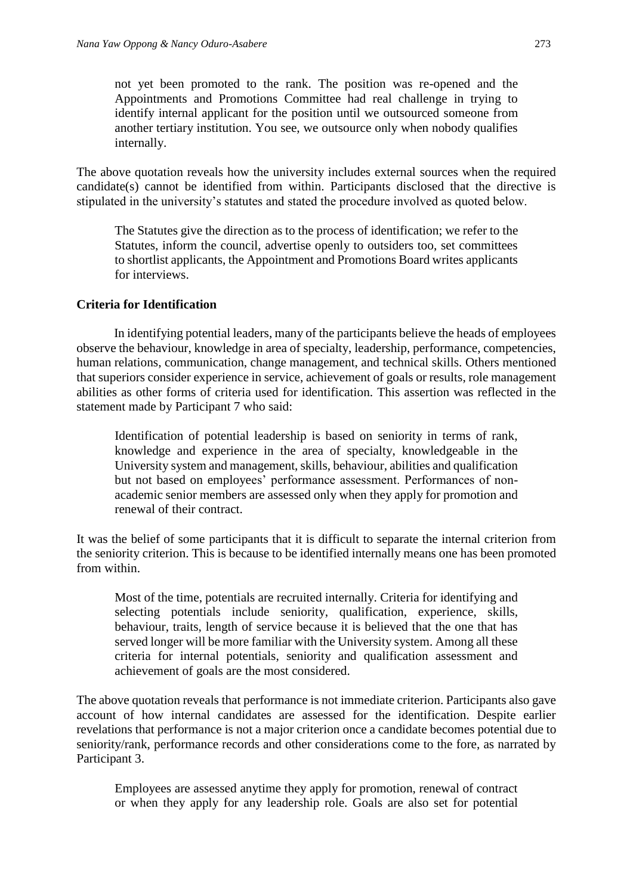> not yet been promoted to the rank. The position was re-opened and the Appointments and Promotions Committee had real challenge in trying to identify internal applicant for the position until we outsourced someone from another tertiary institution. You see, we outsource only when nobody qualifies internally.

The above quotation reveals how the university includes external sources when the required candidate(s) cannot be identified from within. Participants disclosed that the directive is stipulated in the university's statutes and stated the procedure involved as quoted below.

> The Statutes give the direction as to the process of identification; we refer to the Statutes, inform the council, advertise openly to outsiders too, set committees to shortlist applicants, the Appointment and Promotions Board writes applicants for interviews.

### Criteria for Identification

In identifying potential leaders, many of the participants believe the heads of employees observe the behaviour, knowledge in area of specialty, leadership, performance, competencies, human relations, communication, change management, and technical skills. Others mentioned that superiors consider experience in service, achievement of goals or results, role management abilities as other forms of criteria used for identification. This assertion was reflected in the statement made by Participant 7 who said:

> Identification of potential leadership is based on seniority in terms of rank, knowledge and experience in the area of specialty, knowledgeable in the University system and management, skills, behaviour, abilities and qualification but not based on employees' performance assessment. Performances of non-academic senior members are assessed only when they apply for promotion and renewal of their contract.

It was the belief of some participants that it is difficult to separate the internal criterion from the seniority criterion. This is because to be identified internally means one has been promoted from within.

> Most of the time, potentials are recruited internally. Criteria for identifying and selecting potentials include seniority, qualification, experience, skills, behaviour, traits, length of service because it is believed that the one that has served longer will be more familiar with the University system. Among all these criteria for internal potentials, seniority and qualification assessment and achievement of goals are the most considered.

The above quotation reveals that performance is not immediate criterion. Participants also gave account of how internal candidates are assessed for the identification. Despite earlier revelations that performance is not a major criterion once a candidate becomes potential due to seniority/rank, performance records and other considerations come to the fore, as narrated by Participant 3.

> Employees are assessed anytime they apply for promotion, renewal of contract or when they apply for any leadership role. Goals are also set for potential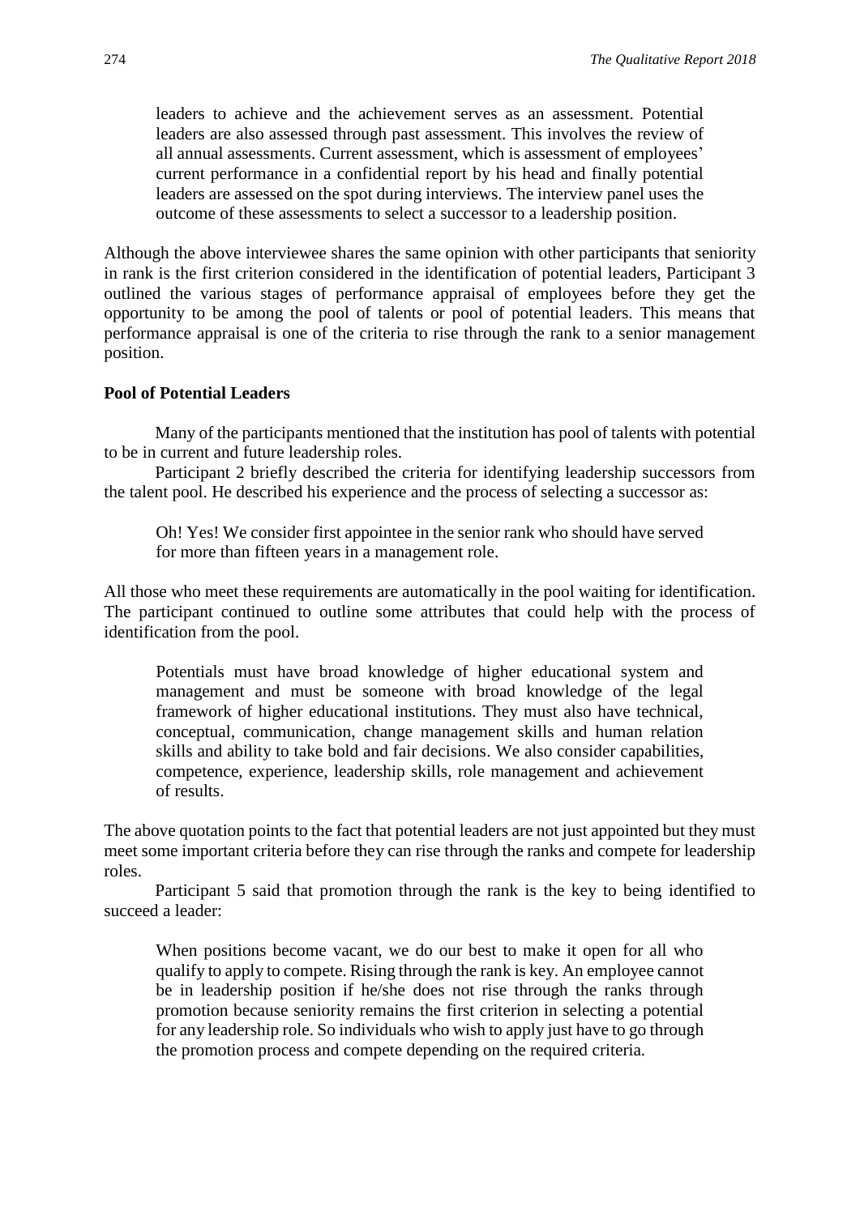> leaders to achieve and the achievement serves as an assessment. Potential leaders are also assessed through past assessment. This involves the review of all annual assessments. Current assessment, which is assessment of employees' current performance in a confidential report by his head and finally potential leaders are assessed on the spot during interviews. The interview panel uses the outcome of these assessments to select a successor to a leadership position.

Although the above interviewee shares the same opinion with other participants that seniority in rank is the first criterion considered in the identification of potential leaders, Participant 3 outlined the various stages of performance appraisal of employees before they get the opportunity to be among the pool of talents or pool of potential leaders. This means that performance appraisal is one of the criteria to rise through the rank to a senior management position.

**Pool of Potential Leaders**

Many of the participants mentioned that the institution has pool of talents with potential to be in current and future leadership roles.

Participant 2 briefly described the criteria for identifying leadership successors from the talent pool. He described his experience and the process of selecting a successor as:

> Oh! Yes! We consider first appointee in the senior rank who should have served for more than fifteen years in a management role.

All those who meet these requirements are automatically in the pool waiting for identification. The participant continued to outline some attributes that could help with the process of identification from the pool.

> Potentials must have broad knowledge of higher educational system and management and must be someone with broad knowledge of the legal framework of higher educational institutions. They must also have technical, conceptual, communication, change management skills and human relation skills and ability to take bold and fair decisions. We also consider capabilities, competence, experience, leadership skills, role management and achievement of results.

The above quotation points to the fact that potential leaders are not just appointed but they must meet some important criteria before they can rise through the ranks and compete for leadership roles.

Participant 5 said that promotion through the rank is the key to being identified to succeed a leader:

> When positions become vacant, we do our best to make it open for all who qualify to apply to compete. Rising through the rank is key. An employee cannot be in leadership position if he/she does not rise through the ranks through promotion because seniority remains the first criterion in selecting a potential for any leadership role. So individuals who wish to apply just have to go through the promotion process and compete depending on the required criteria.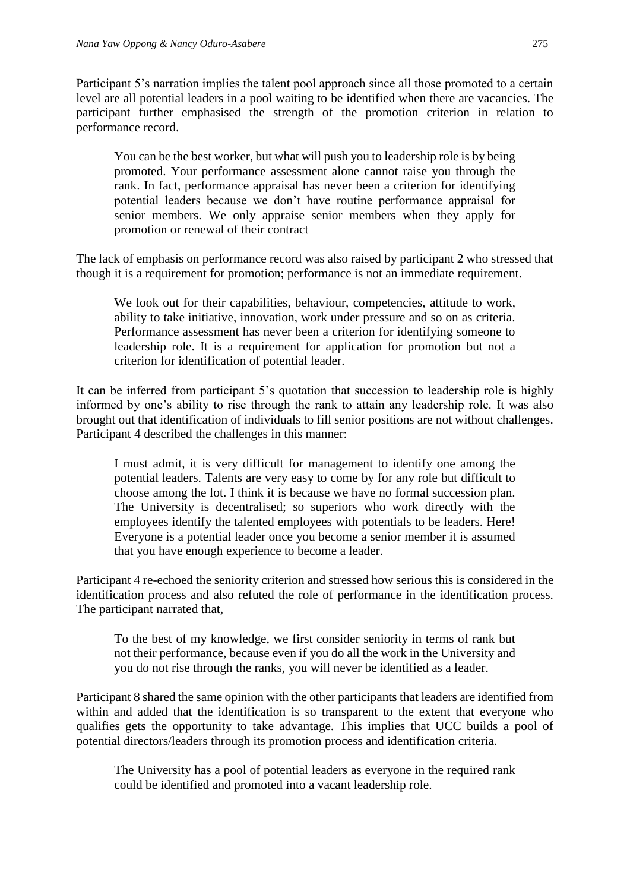Participant 5's narration implies the talent pool approach since all those promoted to a certain level are all potential leaders in a pool waiting to be identified when there are vacancies. The participant further emphasised the strength of the promotion criterion in relation to performance record.

> You can be the best worker, but what will push you to leadership role is by being promoted. Your performance assessment alone cannot raise you through the rank. In fact, performance appraisal has never been a criterion for identifying potential leaders because we don't have routine performance appraisal for senior members. We only appraise senior members when they apply for promotion or renewal of their contract

The lack of emphasis on performance record was also raised by participant 2 who stressed that though it is a requirement for promotion; performance is not an immediate requirement.

> We look out for their capabilities, behaviour, competencies, attitude to work, ability to take initiative, innovation, work under pressure and so on as criteria. Performance assessment has never been a criterion for identifying someone to leadership role. It is a requirement for application for promotion but not a criterion for identification of potential leader.

It can be inferred from participant 5's quotation that succession to leadership role is highly informed by one's ability to rise through the rank to attain any leadership role. It was also brought out that identification of individuals to fill senior positions are not without challenges. Participant 4 described the challenges in this manner:

> I must admit, it is very difficult for management to identify one among the potential leaders. Talents are very easy to come by for any role but difficult to choose among the lot. I think it is because we have no formal succession plan. The University is decentralised; so superiors who work directly with the employees identify the talented employees with potentials to be leaders. Here! Everyone is a potential leader once you become a senior member it is assumed that you have enough experience to become a leader.

Participant 4 re-echoed the seniority criterion and stressed how serious this is considered in the identification process and also refuted the role of performance in the identification process. The participant narrated that,

> To the best of my knowledge, we first consider seniority in terms of rank but not their performance, because even if you do all the work in the University and you do not rise through the ranks, you will never be identified as a leader.

Participant 8 shared the same opinion with the other participants that leaders are identified from within and added that the identification is so transparent to the extent that everyone who qualifies gets the opportunity to take advantage. This implies that UCC builds a pool of potential directors/leaders through its promotion process and identification criteria.

> The University has a pool of potential leaders as everyone in the required rank could be identified and promoted into a vacant leadership role.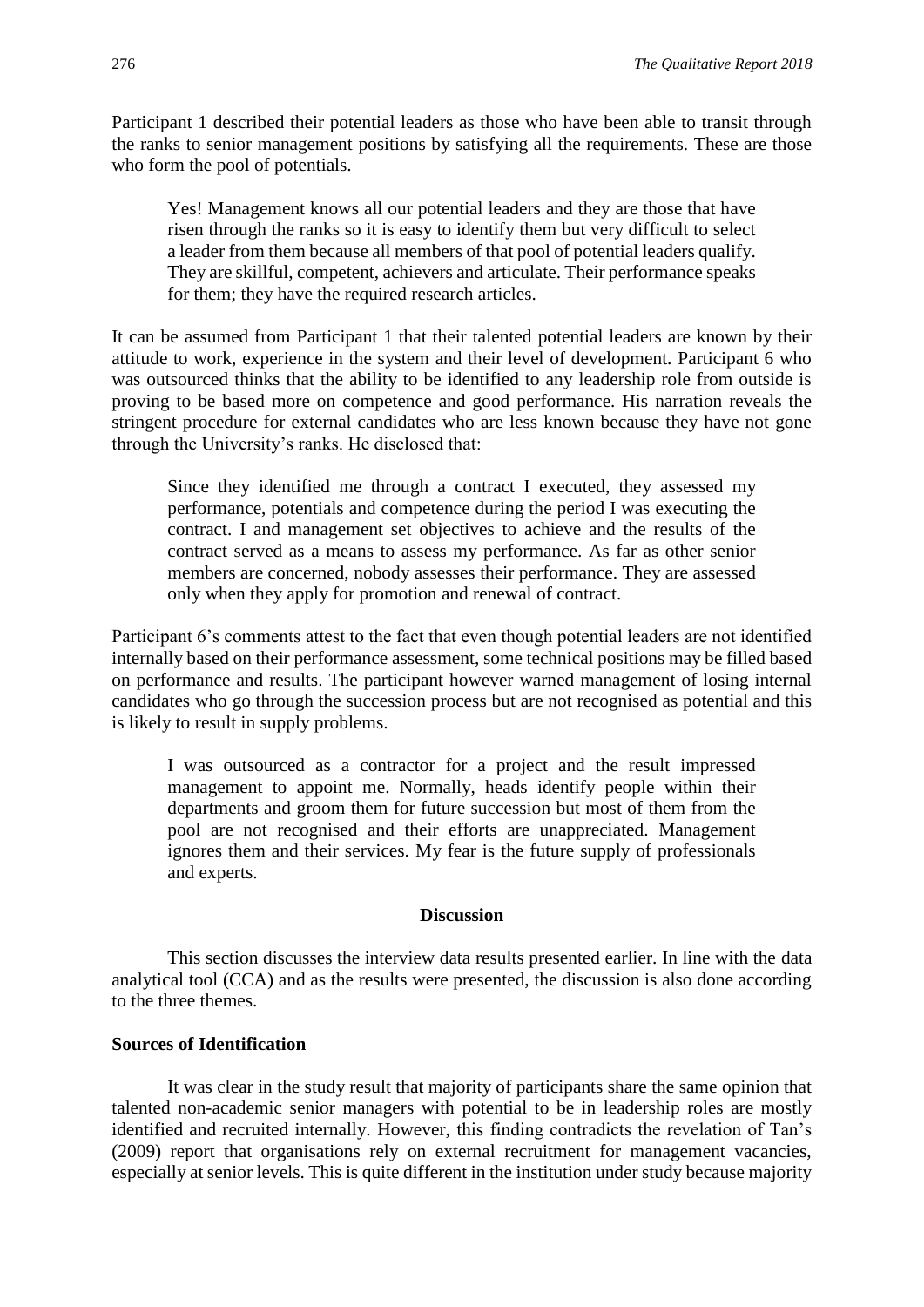Participant 1 described their potential leaders as those who have been able to transit through the ranks to senior management positions by satisfying all the requirements. These are those who form the pool of potentials.

> Yes! Management knows all our potential leaders and they are those that have risen through the ranks so it is easy to identify them but very difficult to select a leader from them because all members of that pool of potential leaders qualify. They are skillful, competent, achievers and articulate. Their performance speaks for them; they have the required research articles.

It can be assumed from Participant 1 that their talented potential leaders are known by their attitude to work, experience in the system and their level of development. Participant 6 who was outsourced thinks that the ability to be identified to any leadership role from outside is proving to be based more on competence and good performance. His narration reveals the stringent procedure for external candidates who are less known because they have not gone through the University's ranks. He disclosed that:

> Since they identified me through a contract I executed, they assessed my performance, potentials and competence during the period I was executing the contract. I and management set objectives to achieve and the results of the contract served as a means to assess my performance. As far as other senior members are concerned, nobody assesses their performance. They are assessed only when they apply for promotion and renewal of contract.

Participant 6's comments attest to the fact that even though potential leaders are not identified internally based on their performance assessment, some technical positions may be filled based on performance and results. The participant however warned management of losing internal candidates who go through the succession process but are not recognised as potential and this is likely to result in supply problems.

> I was outsourced as a contractor for a project and the result impressed management to appoint me. Normally, heads identify people within their departments and groom them for future succession but most of them from the pool are not recognised and their efforts are unappreciated. Management ignores them and their services. My fear is the future supply of professionals and experts.

## Discussion

This section discusses the interview data results presented earlier. In line with the data analytical tool (CCA) and as the results were presented, the discussion is also done according to the three themes.

### Sources of Identification

It was clear in the study result that majority of participants share the same opinion that talented non-academic senior managers with potential to be in leadership roles are mostly identified and recruited internally. However, this finding contradicts the revelation of Tan's (2009) report that organisations rely on external recruitment for management vacancies, especially at senior levels. This is quite different in the institution under study because majority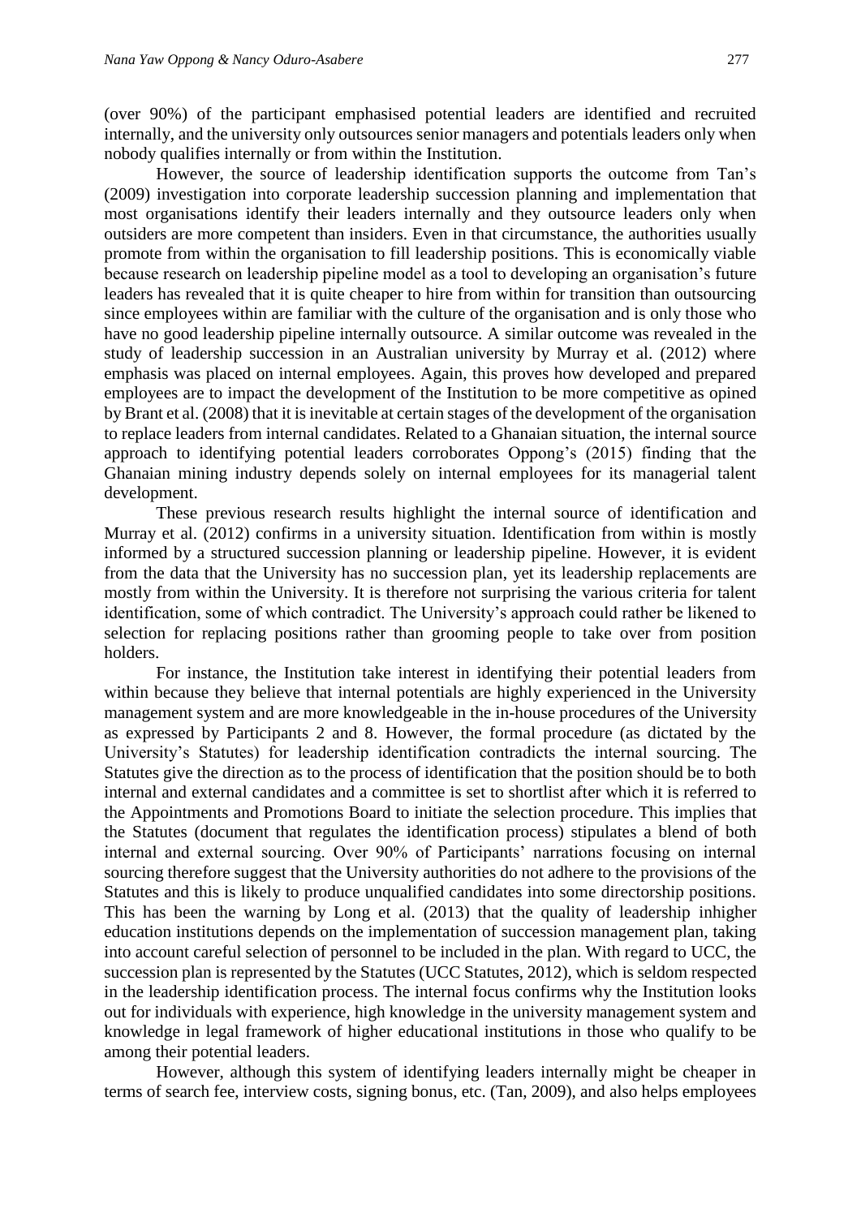(over 90%) of the participant emphasised potential leaders are identified and recruited internally, and the university only outsources senior managers and potentials leaders only when nobody qualifies internally or from within the Institution.

However, the source of leadership identification supports the outcome from Tan's (2009) investigation into corporate leadership succession planning and implementation that most organisations identify their leaders internally and they outsource leaders only when outsiders are more competent than insiders. Even in that circumstance, the authorities usually promote from within the organisation to fill leadership positions. This is economically viable because research on leadership pipeline model as a tool to developing an organisation's future leaders has revealed that it is quite cheaper to hire from within for transition than outsourcing since employees within are familiar with the culture of the organisation and is only those who have no good leadership pipeline internally outsource. A similar outcome was revealed in the study of leadership succession in an Australian university by Murray et al. (2012) where emphasis was placed on internal employees. Again, this proves how developed and prepared employees are to impact the development of the Institution to be more competitive as opined by Brant et al. (2008) that it is inevitable at certain stages of the development of the organisation to replace leaders from internal candidates. Related to a Ghanaian situation, the internal source approach to identifying potential leaders corroborates Oppong's (2015) finding that the Ghanaian mining industry depends solely on internal employees for its managerial talent development.

These previous research results highlight the internal source of identification and Murray et al. (2012) confirms in a university situation. Identification from within is mostly informed by a structured succession planning or leadership pipeline. However, it is evident from the data that the University has no succession plan, yet its leadership replacements are mostly from within the University. It is therefore not surprising the various criteria for talent identification, some of which contradict. The University's approach could rather be likened to selection for replacing positions rather than grooming people to take over from position holders.

For instance, the Institution take interest in identifying their potential leaders from within because they believe that internal potentials are highly experienced in the University management system and are more knowledgeable in the in-house procedures of the University as expressed by Participants 2 and 8. However, the formal procedure (as dictated by the University's Statutes) for leadership identification contradicts the internal sourcing. The Statutes give the direction as to the process of identification that the position should be to both internal and external candidates and a committee is set to shortlist after which it is referred to the Appointments and Promotions Board to initiate the selection procedure. This implies that the Statutes (document that regulates the identification process) stipulates a blend of both internal and external sourcing. Over 90% of Participants' narrations focusing on internal sourcing therefore suggest that the University authorities do not adhere to the provisions of the Statutes and this is likely to produce unqualified candidates into some directorship positions. This has been the warning by Long et al. (2013) that the quality of leadership inhigher education institutions depends on the implementation of succession management plan, taking into account careful selection of personnel to be included in the plan. With regard to UCC, the succession plan is represented by the Statutes (UCC Statutes, 2012), which is seldom respected in the leadership identification process. The internal focus confirms why the Institution looks out for individuals with experience, high knowledge in the university management system and knowledge in legal framework of higher educational institutions in those who qualify to be among their potential leaders.

However, although this system of identifying leaders internally might be cheaper in terms of search fee, interview costs, signing bonus, etc. (Tan, 2009), and also helps employees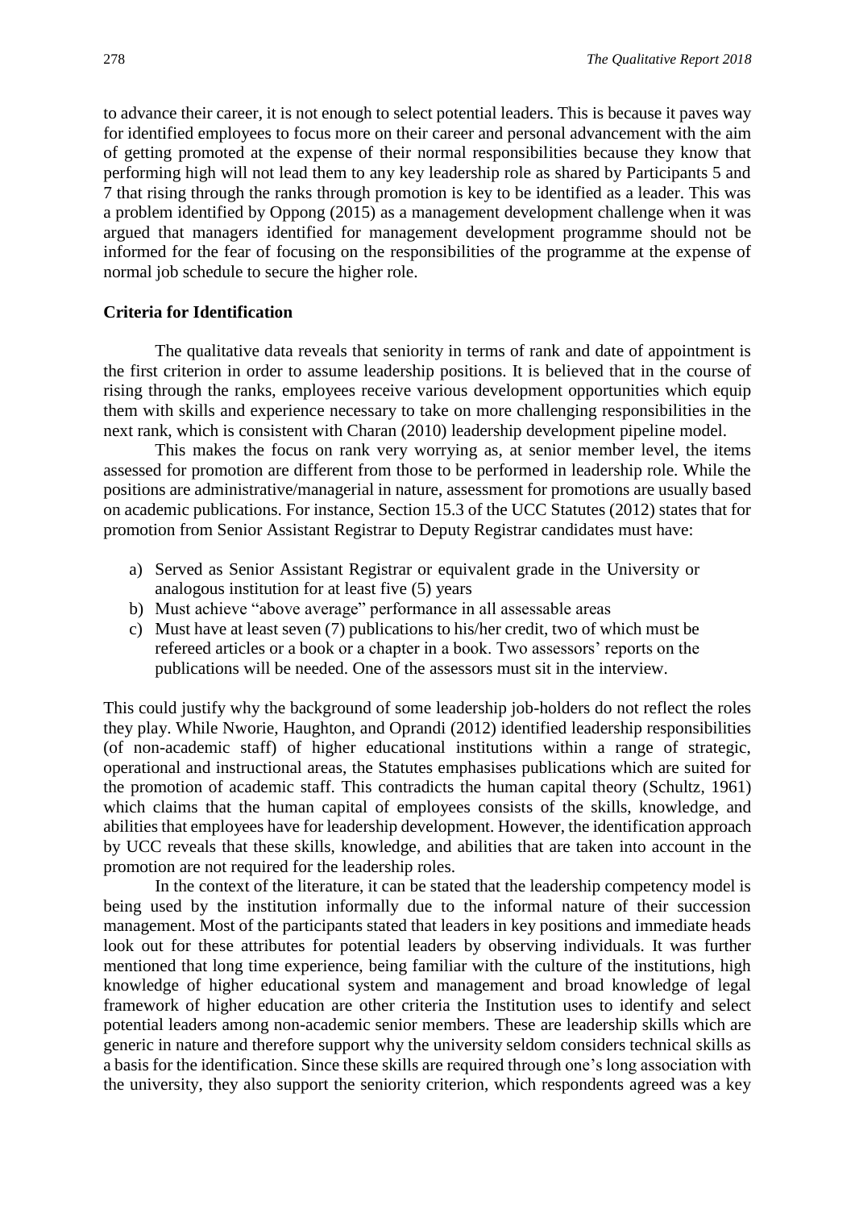to advance their career, it is not enough to select potential leaders. This is because it paves way for identified employees to focus more on their career and personal advancement with the aim of getting promoted at the expense of their normal responsibilities because they know that performing high will not lead them to any key leadership role as shared by Participants 5 and 7 that rising through the ranks through promotion is key to be identified as a leader. This was a problem identified by Oppong (2015) as a management development challenge when it was argued that managers identified for management development programme should not be informed for the fear of focusing on the responsibilities of the programme at the expense of normal job schedule to secure the higher role.

**Criteria for Identification**

The qualitative data reveals that seniority in terms of rank and date of appointment is the first criterion in order to assume leadership positions. It is believed that in the course of rising through the ranks, employees receive various development opportunities which equip them with skills and experience necessary to take on more challenging responsibilities in the next rank, which is consistent with Charan (2010) leadership development pipeline model.

This makes the focus on rank very worrying as, at senior member level, the items assessed for promotion are different from those to be performed in leadership role. While the positions are administrative/managerial in nature, assessment for promotions are usually based on academic publications. For instance, Section 15.3 of the UCC Statutes (2012) states that for promotion from Senior Assistant Registrar to Deputy Registrar candidates must have:

a) Served as Senior Assistant Registrar or equivalent grade in the University or analogous institution for at least five (5) years
b) Must achieve "above average" performance in all assessable areas
c) Must have at least seven (7) publications to his/her credit, two of which must be refereed articles or a book or a chapter in a book. Two assessors' reports on the publications will be needed. One of the assessors must sit in the interview.

This could justify why the background of some leadership job-holders do not reflect the roles they play. While Nworie, Haughton, and Oprandi (2012) identified leadership responsibilities (of non-academic staff) of higher educational institutions within a range of strategic, operational and instructional areas, the Statutes emphasises publications which are suited for the promotion of academic staff. This contradicts the human capital theory (Schultz, 1961) which claims that the human capital of employees consists of the skills, knowledge, and abilities that employees have for leadership development. However, the identification approach by UCC reveals that these skills, knowledge, and abilities that are taken into account in the promotion are not required for the leadership roles.

In the context of the literature, it can be stated that the leadership competency model is being used by the institution informally due to the informal nature of their succession management. Most of the participants stated that leaders in key positions and immediate heads look out for these attributes for potential leaders by observing individuals. It was further mentioned that long time experience, being familiar with the culture of the institutions, high knowledge of higher educational system and management and broad knowledge of legal framework of higher education are other criteria the Institution uses to identify and select potential leaders among non-academic senior members. These are leadership skills which are generic in nature and therefore support why the university seldom considers technical skills as a basis for the identification. Since these skills are required through one's long association with the university, they also support the seniority criterion, which respondents agreed was a key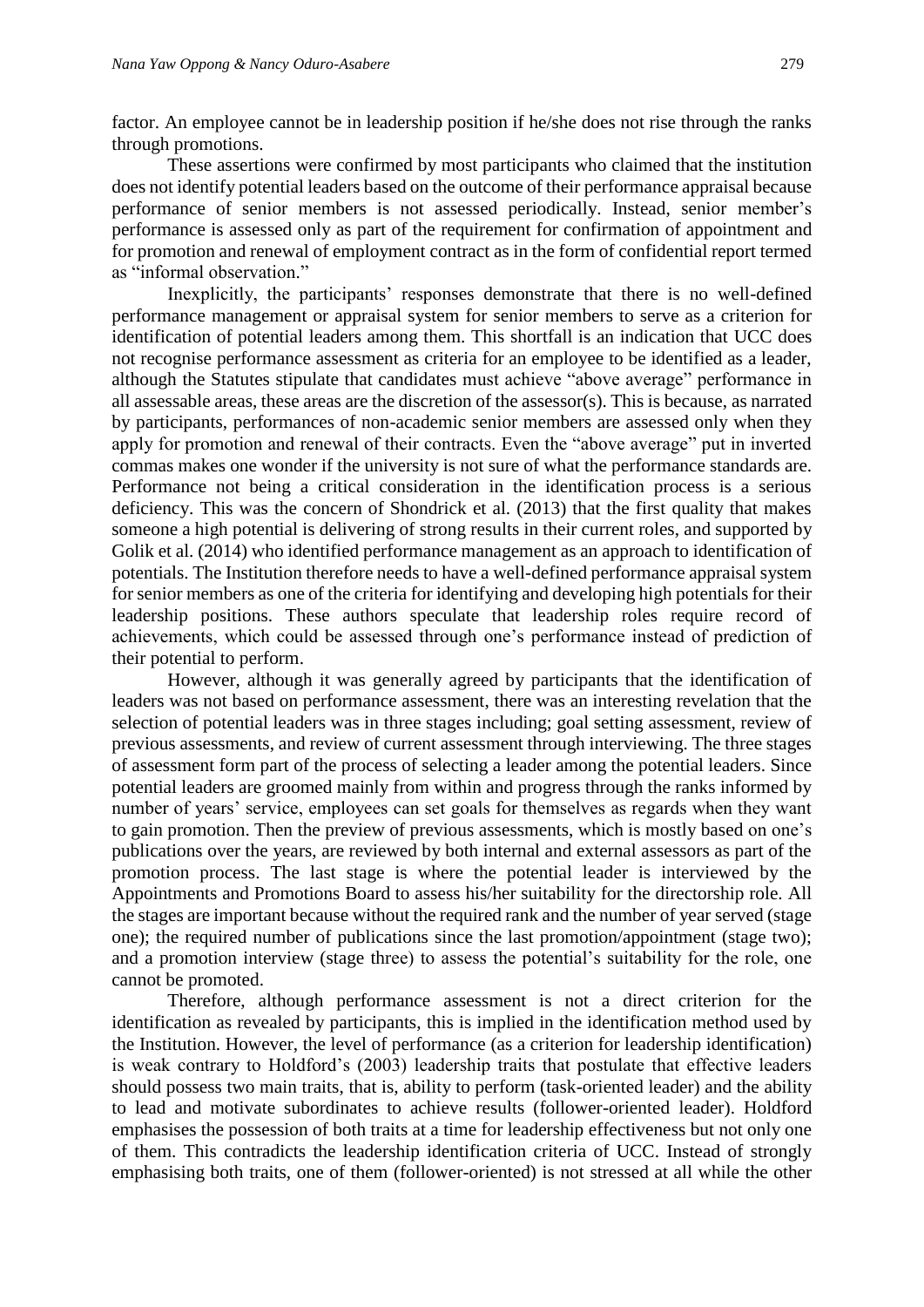factor. An employee cannot be in leadership position if he/she does not rise through the ranks through promotions.

These assertions were confirmed by most participants who claimed that the institution does not identify potential leaders based on the outcome of their performance appraisal because performance of senior members is not assessed periodically. Instead, senior member's performance is assessed only as part of the requirement for confirmation of appointment and for promotion and renewal of employment contract as in the form of confidential report termed as "informal observation."

Inexplicitly, the participants' responses demonstrate that there is no well-defined performance management or appraisal system for senior members to serve as a criterion for identification of potential leaders among them. This shortfall is an indication that UCC does not recognise performance assessment as criteria for an employee to be identified as a leader, although the Statutes stipulate that candidates must achieve "above average" performance in all assessable areas, these areas are the discretion of the assessor(s). This is because, as narrated by participants, performances of non-academic senior members are assessed only when they apply for promotion and renewal of their contracts. Even the "above average" put in inverted commas makes one wonder if the university is not sure of what the performance standards are. Performance not being a critical consideration in the identification process is a serious deficiency. This was the concern of Shondrick et al. (2013) that the first quality that makes someone a high potential is delivering of strong results in their current roles, and supported by Golik et al. (2014) who identified performance management as an approach to identification of potentials. The Institution therefore needs to have a well-defined performance appraisal system for senior members as one of the criteria for identifying and developing high potentials for their leadership positions. These authors speculate that leadership roles require record of achievements, which could be assessed through one's performance instead of prediction of their potential to perform.

However, although it was generally agreed by participants that the identification of leaders was not based on performance assessment, there was an interesting revelation that the selection of potential leaders was in three stages including; goal setting assessment, review of previous assessments, and review of current assessment through interviewing. The three stages of assessment form part of the process of selecting a leader among the potential leaders. Since potential leaders are groomed mainly from within and progress through the ranks informed by number of years' service, employees can set goals for themselves as regards when they want to gain promotion. Then the preview of previous assessments, which is mostly based on one's publications over the years, are reviewed by both internal and external assessors as part of the promotion process. The last stage is where the potential leader is interviewed by the Appointments and Promotions Board to assess his/her suitability for the directorship role. All the stages are important because without the required rank and the number of year served (stage one); the required number of publications since the last promotion/appointment (stage two); and a promotion interview (stage three) to assess the potential's suitability for the role, one cannot be promoted.

Therefore, although performance assessment is not a direct criterion for the identification as revealed by participants, this is implied in the identification method used by the Institution. However, the level of performance (as a criterion for leadership identification) is weak contrary to Holdford's (2003) leadership traits that postulate that effective leaders should possess two main traits, that is, ability to perform (task-oriented leader) and the ability to lead and motivate subordinates to achieve results (follower-oriented leader). Holdford emphasises the possession of both traits at a time for leadership effectiveness but not only one of them. This contradicts the leadership identification criteria of UCC. Instead of strongly emphasising both traits, one of them (follower-oriented) is not stressed at all while the other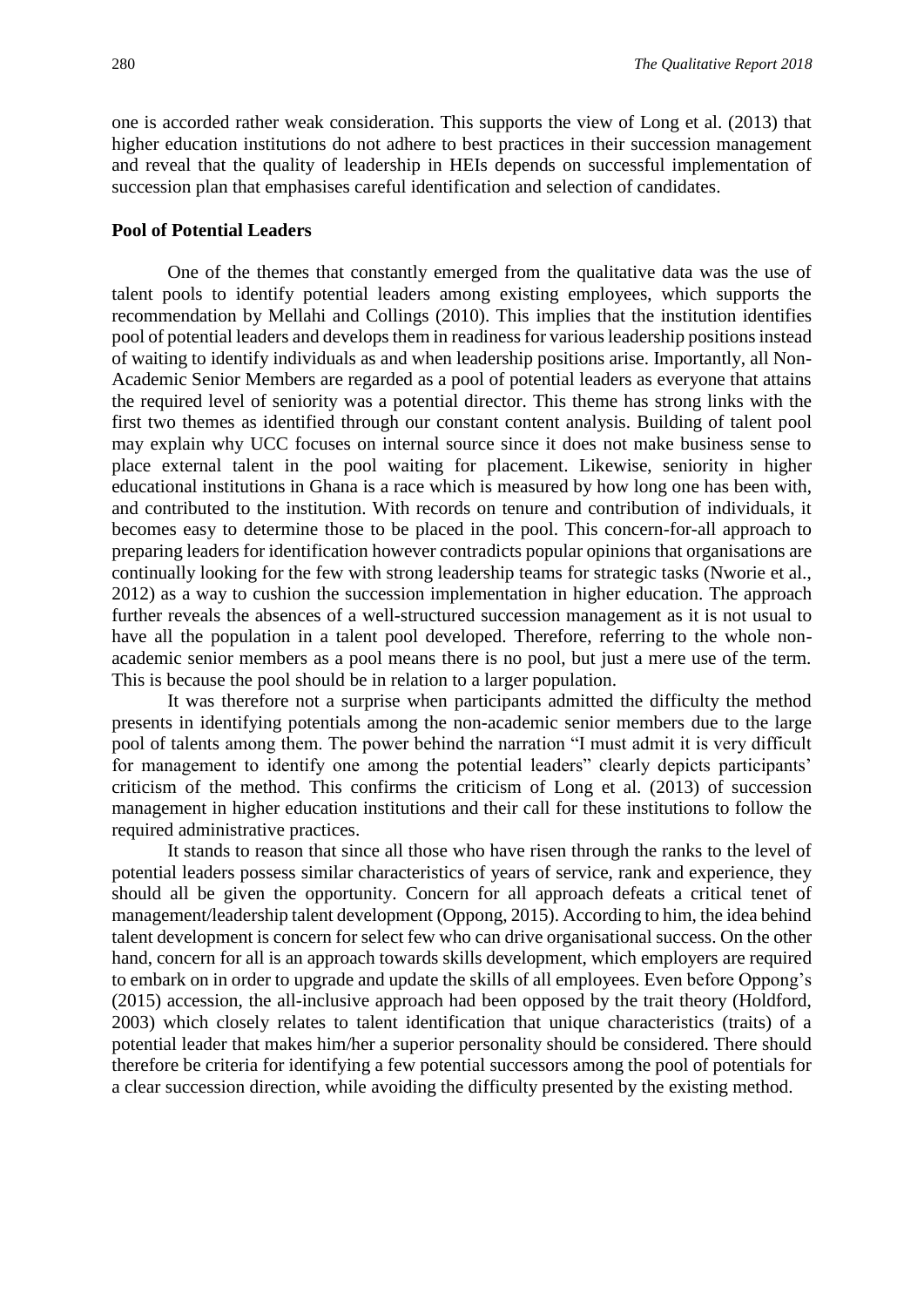one is accorded rather weak consideration. This supports the view of Long et al. (2013) that higher education institutions do not adhere to best practices in their succession management and reveal that the quality of leadership in HEIs depends on successful implementation of succession plan that emphasises careful identification and selection of candidates.

**Pool of Potential Leaders**

One of the themes that constantly emerged from the qualitative data was the use of talent pools to identify potential leaders among existing employees, which supports the recommendation by Mellahi and Collings (2010). This implies that the institution identifies pool of potential leaders and develops them in readiness for various leadership positions instead of waiting to identify individuals as and when leadership positions arise. Importantly, all Non-Academic Senior Members are regarded as a pool of potential leaders as everyone that attains the required level of seniority was a potential director. This theme has strong links with the first two themes as identified through our constant content analysis. Building of talent pool may explain why UCC focuses on internal source since it does not make business sense to place external talent in the pool waiting for placement. Likewise, seniority in higher educational institutions in Ghana is a race which is measured by how long one has been with, and contributed to the institution. With records on tenure and contribution of individuals, it becomes easy to determine those to be placed in the pool. This concern-for-all approach to preparing leaders for identification however contradicts popular opinions that organisations are continually looking for the few with strong leadership teams for strategic tasks (Nworie et al., 2012) as a way to cushion the succession implementation in higher education. The approach further reveals the absences of a well-structured succession management as it is not usual to have all the population in a talent pool developed. Therefore, referring to the whole non-academic senior members as a pool means there is no pool, but just a mere use of the term. This is because the pool should be in relation to a larger population.

It was therefore not a surprise when participants admitted the difficulty the method presents in identifying potentials among the non-academic senior members due to the large pool of talents among them. The power behind the narration "I must admit it is very difficult for management to identify one among the potential leaders" clearly depicts participants' criticism of the method. This confirms the criticism of Long et al. (2013) of succession management in higher education institutions and their call for these institutions to follow the required administrative practices.

It stands to reason that since all those who have risen through the ranks to the level of potential leaders possess similar characteristics of years of service, rank and experience, they should all be given the opportunity. Concern for all approach defeats a critical tenet of management/leadership talent development (Oppong, 2015). According to him, the idea behind talent development is concern for select few who can drive organisational success. On the other hand, concern for all is an approach towards skills development, which employers are required to embark on in order to upgrade and update the skills of all employees. Even before Oppong's (2015) accession, the all-inclusive approach had been opposed by the trait theory (Holdford, 2003) which closely relates to talent identification that unique characteristics (traits) of a potential leader that makes him/her a superior personality should be considered. There should therefore be criteria for identifying a few potential successors among the pool of potentials for a clear succession direction, while avoiding the difficulty presented by the existing method.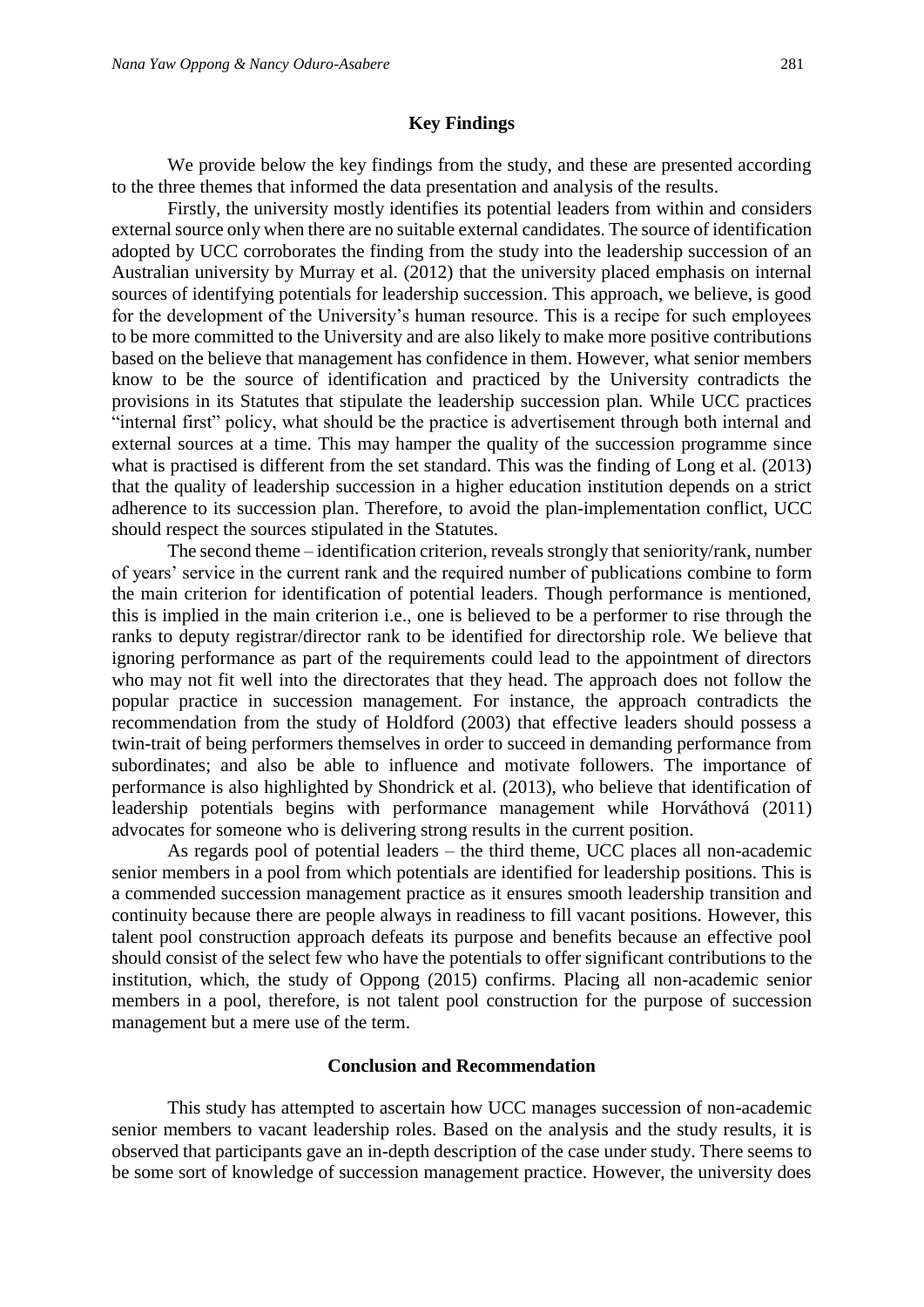## Key Findings

We provide below the key findings from the study, and these are presented according to the three themes that informed the data presentation and analysis of the results.

Firstly, the university mostly identifies its potential leaders from within and considers external source only when there are no suitable external candidates. The source of identification adopted by UCC corroborates the finding from the study into the leadership succession of an Australian university by Murray et al. (2012) that the university placed emphasis on internal sources of identifying potentials for leadership succession. This approach, we believe, is good for the development of the University's human resource. This is a recipe for such employees to be more committed to the University and are also likely to make more positive contributions based on the believe that management has confidence in them. However, what senior members know to be the source of identification and practiced by the University contradicts the provisions in its Statutes that stipulate the leadership succession plan. While UCC practices "internal first" policy, what should be the practice is advertisement through both internal and external sources at a time. This may hamper the quality of the succession programme since what is practised is different from the set standard. This was the finding of Long et al. (2013) that the quality of leadership succession in a higher education institution depends on a strict adherence to its succession plan. Therefore, to avoid the plan-implementation conflict, UCC should respect the sources stipulated in the Statutes.

The second theme – identification criterion, reveals strongly that seniority/rank, number of years' service in the current rank and the required number of publications combine to form the main criterion for identification of potential leaders. Though performance is mentioned, this is implied in the main criterion i.e., one is believed to be a performer to rise through the ranks to deputy registrar/director rank to be identified for directorship role. We believe that ignoring performance as part of the requirements could lead to the appointment of directors who may not fit well into the directorates that they head. The approach does not follow the popular practice in succession management. For instance, the approach contradicts the recommendation from the study of Holdford (2003) that effective leaders should possess a twin-trait of being performers themselves in order to succeed in demanding performance from subordinates; and also be able to influence and motivate followers. The importance of performance is also highlighted by Shondrick et al. (2013), who believe that identification of leadership potentials begins with performance management while Horváthová (2011) advocates for someone who is delivering strong results in the current position.

As regards pool of potential leaders – the third theme, UCC places all non-academic senior members in a pool from which potentials are identified for leadership positions. This is a commended succession management practice as it ensures smooth leadership transition and continuity because there are people always in readiness to fill vacant positions. However, this talent pool construction approach defeats its purpose and benefits because an effective pool should consist of the select few who have the potentials to offer significant contributions to the institution, which, the study of Oppong (2015) confirms. Placing all non-academic senior members in a pool, therefore, is not talent pool construction for the purpose of succession management but a mere use of the term.

## Conclusion and Recommendation

This study has attempted to ascertain how UCC manages succession of non-academic senior members to vacant leadership roles. Based on the analysis and the study results, it is observed that participants gave an in-depth description of the case under study. There seems to be some sort of knowledge of succession management practice. However, the university does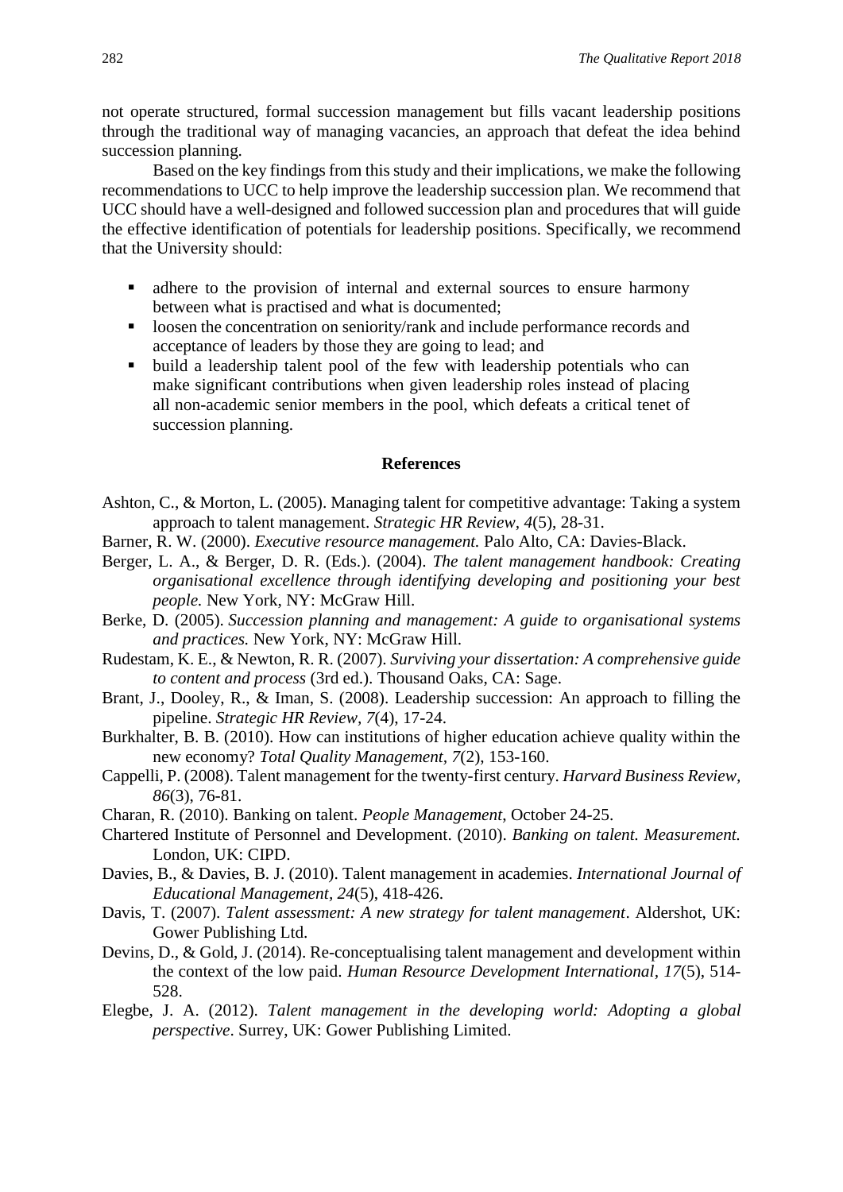not operate structured, formal succession management but fills vacant leadership positions through the traditional way of managing vacancies, an approach that defeat the idea behind succession planning.

Based on the key findings from this study and their implications, we make the following recommendations to UCC to help improve the leadership succession plan. We recommend that UCC should have a well-designed and followed succession plan and procedures that will guide the effective identification of potentials for leadership positions. Specifically, we recommend that the University should:

- adhere to the provision of internal and external sources to ensure harmony between what is practised and what is documented;
- loosen the concentration on seniority/rank and include performance records and acceptance of leaders by those they are going to lead; and
- build a leadership talent pool of the few with leadership potentials who can make significant contributions when given leadership roles instead of placing all non-academic senior members in the pool, which defeats a critical tenet of succession planning.

## References

Ashton, C., & Morton, L. (2005). Managing talent for competitive advantage: Taking a system approach to talent management. *Strategic HR Review, 4*(5), 28-31.

Barner, R. W. (2000). *Executive resource management.* Palo Alto, CA: Davies-Black.

Berger, L. A., & Berger, D. R. (Eds.). (2004). *The talent management handbook: Creating organisational excellence through identifying developing and positioning your best people.* New York, NY: McGraw Hill.

Berke, D. (2005). *Succession planning and management: A guide to organisational systems and practices.* New York, NY: McGraw Hill.

Rudestam, K. E., & Newton, R. R. (2007). *Surviving your dissertation: A comprehensive guide to content and process* (3rd ed.). Thousand Oaks, CA: Sage.

Brant, J., Dooley, R., & Iman, S. (2008). Leadership succession: An approach to filling the pipeline. *Strategic HR Review*, *7*(4), 17-24.

Burkhalter, B. B. (2010). How can institutions of higher education achieve quality within the new economy? *Total Quality Management, 7*(2), 153-160.

Cappelli, P. (2008). Talent management for the twenty-first century. *Harvard Business Review, 86*(3), 76-81.

Charan, R. (2010). Banking on talent. *People Management*, October 24-25.

Chartered Institute of Personnel and Development. (2010). *Banking on talent. Measurement.* London, UK: CIPD.

Davies, B., & Davies, B. J. (2010). Talent management in academies. *International Journal of Educational Management, 24*(5), 418-426.

Davis, T. (2007). *Talent assessment: A new strategy for talent management*. Aldershot, UK: Gower Publishing Ltd.

Devins, D., & Gold, J. (2014). Re-conceptualising talent management and development within the context of the low paid. *Human Resource Development International, 17*(5), 514-528.

Elegbe, J. A. (2012). *Talent management in the developing world: Adopting a global perspective*. Surrey, UK: Gower Publishing Limited.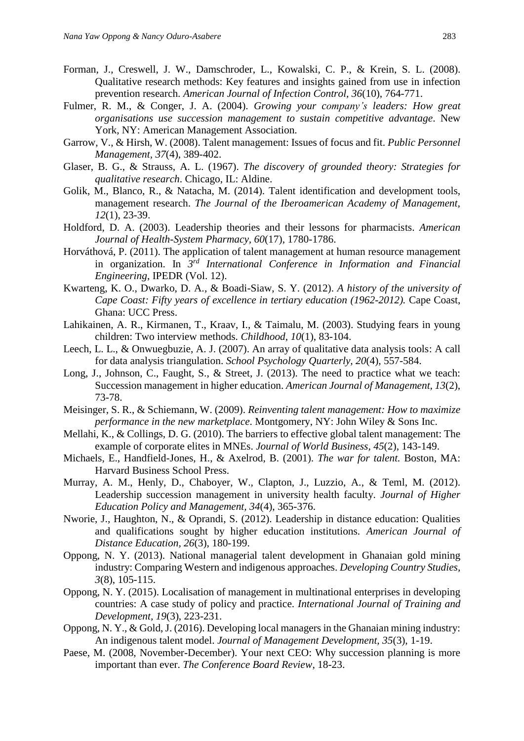Forman, J., Creswell, J. W., Damschroder, L., Kowalski, C. P., & Krein, S. L. (2008). Qualitative research methods: Key features and insights gained from use in infection prevention research. *American Journal of Infection Control, 36*(10), 764-771.

Fulmer, R. M., & Conger, J. A. (2004). *Growing your company's leaders: How great organisations use succession management to sustain competitive advantage*. New York, NY: American Management Association.

Garrow, V., & Hirsh, W. (2008). Talent management: Issues of focus and fit. *Public Personnel Management, 37*(4), 389-402.

Glaser, B. G., & Strauss, A. L. (1967). *The discovery of grounded theory: Strategies for qualitative research*. Chicago, IL: Aldine.

Golik, M., Blanco, R., & Natacha, M. (2014). Talent identification and development tools, management research. *The Journal of the Iberoamerican Academy of Management, 12*(1), 23-39.

Holdford, D. A. (2003). Leadership theories and their lessons for pharmacists. *American Journal of Health-System Pharmacy, 60*(17), 1780-1786.

Horváthová, P. (2011). The application of talent management at human resource management in organization. In *3rd International Conference in Information and Financial Engineering*, IPEDR (Vol. 12).

Kwarteng, K. O., Dwarko, D. A., & Boadi-Siaw, S. Y. (2012). *A history of the university of Cape Coast: Fifty years of excellence in tertiary education (1962-2012).* Cape Coast, Ghana: UCC Press.

Lahikainen, A. R., Kirmanen, T., Kraav, I., & Taimalu, M. (2003). Studying fears in young children: Two interview methods. *Childhood, 10*(1), 83-104.

Leech, L. L., & Onwuegbuzie, A. J. (2007). An array of qualitative data analysis tools: A call for data analysis triangulation. *School Psychology Quarterly, 20*(4), 557-584.

Long, J., Johnson, C., Faught, S., & Street, J. (2013). The need to practice what we teach: Succession management in higher education. *American Journal of Management, 13*(2), 73-78.

Meisinger, S. R., & Schiemann, W. (2009). *Reinventing talent management: How to maximize performance in the new marketplace*. Montgomery, NY: John Wiley & Sons Inc.

Mellahi, K., & Collings, D. G. (2010). The barriers to effective global talent management: The example of corporate elites in MNEs. *Journal of World Business, 45*(2), 143-149.

Michaels, E., Handfield-Jones, H., & Axelrod, B. (2001). *The war for talent.* Boston, MA: Harvard Business School Press.

Murray, A. M., Henly, D., Chaboyer, W., Clapton, J., Luzzio, A., & Teml, M. (2012). Leadership succession management in university health faculty. *Journal of Higher Education Policy and Management, 34*(4), 365-376.

Nworie, J., Haughton, N., & Oprandi, S. (2012). Leadership in distance education: Qualities and qualifications sought by higher education institutions. *American Journal of Distance Education, 26*(3), 180-199.

Oppong, N. Y. (2013). National managerial talent development in Ghanaian gold mining industry: Comparing Western and indigenous approaches. *Developing Country Studies, 3*(8), 105-115.

Oppong, N. Y. (2015). Localisation of management in multinational enterprises in developing countries: A case study of policy and practice. *International Journal of Training and Development, 19*(3), 223-231.

Oppong, N. Y., & Gold, J. (2016). Developing local managers in the Ghanaian mining industry: An indigenous talent model. *Journal of Management Development, 35*(3), 1-19.

Paese, M. (2008, November-December). Your next CEO: Why succession planning is more important than ever. *The Conference Board Review*, 18-23.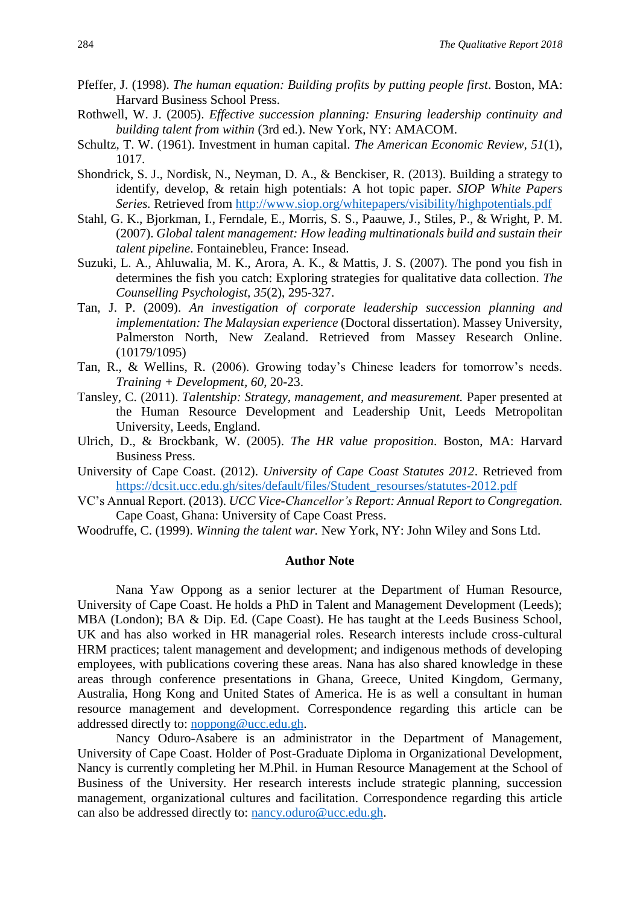Pfeffer, J. (1998). *The human equation: Building profits by putting people first*. Boston, MA: Harvard Business School Press.

Rothwell, W. J. (2005). *Effective succession planning: Ensuring leadership continuity and building talent from within* (3rd ed.). New York, NY: AMACOM.

Schultz, T. W. (1961). Investment in human capital. *The American Economic Review, 51*(1), 1017.

Shondrick, S. J., Nordisk, N., Neyman, D. A., & Benckiser, R. (2013). Building a strategy to identify, develop, & retain high potentials: A hot topic paper. *SIOP White Papers Series.* Retrieved from http://www.siop.org/whitepapers/visibility/highpotentials.pdf

Stahl, G. K., Bjorkman, I., Ferndale, E., Morris, S. S., Paauwe, J., Stiles, P., & Wright, P. M. (2007). *Global talent management: How leading multinationals build and sustain their talent pipeline*. Fontainebleu, France: Insead.

Suzuki, L. A., Ahluwalia, M. K., Arora, A. K., & Mattis, J. S. (2007). The pond you fish in determines the fish you catch: Exploring strategies for qualitative data collection. *The Counselling Psychologist, 35*(2), 295-327.

Tan, J. P. (2009). *An investigation of corporate leadership succession planning and implementation: The Malaysian experience* (Doctoral dissertation). Massey University, Palmerston North, New Zealand. Retrieved from Massey Research Online. (10179/1095)

Tan, R., & Wellins, R. (2006). Growing today's Chinese leaders for tomorrow's needs. *Training + Development, 60*, 20-23.

Tansley, C. (2011). *Talentship: Strategy, management, and measurement.* Paper presented at the Human Resource Development and Leadership Unit, Leeds Metropolitan University, Leeds, England.

Ulrich, D., & Brockbank, W. (2005). *The HR value proposition*. Boston, MA: Harvard Business Press.

University of Cape Coast. (2012). *University of Cape Coast Statutes 2012*. Retrieved from https://dcsit.ucc.edu.gh/sites/default/files/Student_resourses/statutes-2012.pdf

VC's Annual Report. (2013). *UCC Vice-Chancellor's Report: Annual Report to Congregation.* Cape Coast, Ghana: University of Cape Coast Press.

Woodruffe, C. (1999). *Winning the talent war.* New York, NY: John Wiley and Sons Ltd.

## Author Note

Nana Yaw Oppong as a senior lecturer at the Department of Human Resource, University of Cape Coast. He holds a PhD in Talent and Management Development (Leeds); MBA (London); BA & Dip. Ed. (Cape Coast). He has taught at the Leeds Business School, UK and has also worked in HR managerial roles. Research interests include cross-cultural HRM practices; talent management and development; and indigenous methods of developing employees, with publications covering these areas. Nana has also shared knowledge in these areas through conference presentations in Ghana, Greece, United Kingdom, Germany, Australia, Hong Kong and United States of America. He is as well a consultant in human resource management and development. Correspondence regarding this article can be addressed directly to: noppong@ucc.edu.gh.

Nancy Oduro-Asabere is an administrator in the Department of Management, University of Cape Coast. Holder of Post-Graduate Diploma in Organizational Development, Nancy is currently completing her M.Phil. in Human Resource Management at the School of Business of the University. Her research interests include strategic planning, succession management, organizational cultures and facilitation. Correspondence regarding this article can also be addressed directly to: nancy.oduro@ucc.edu.gh.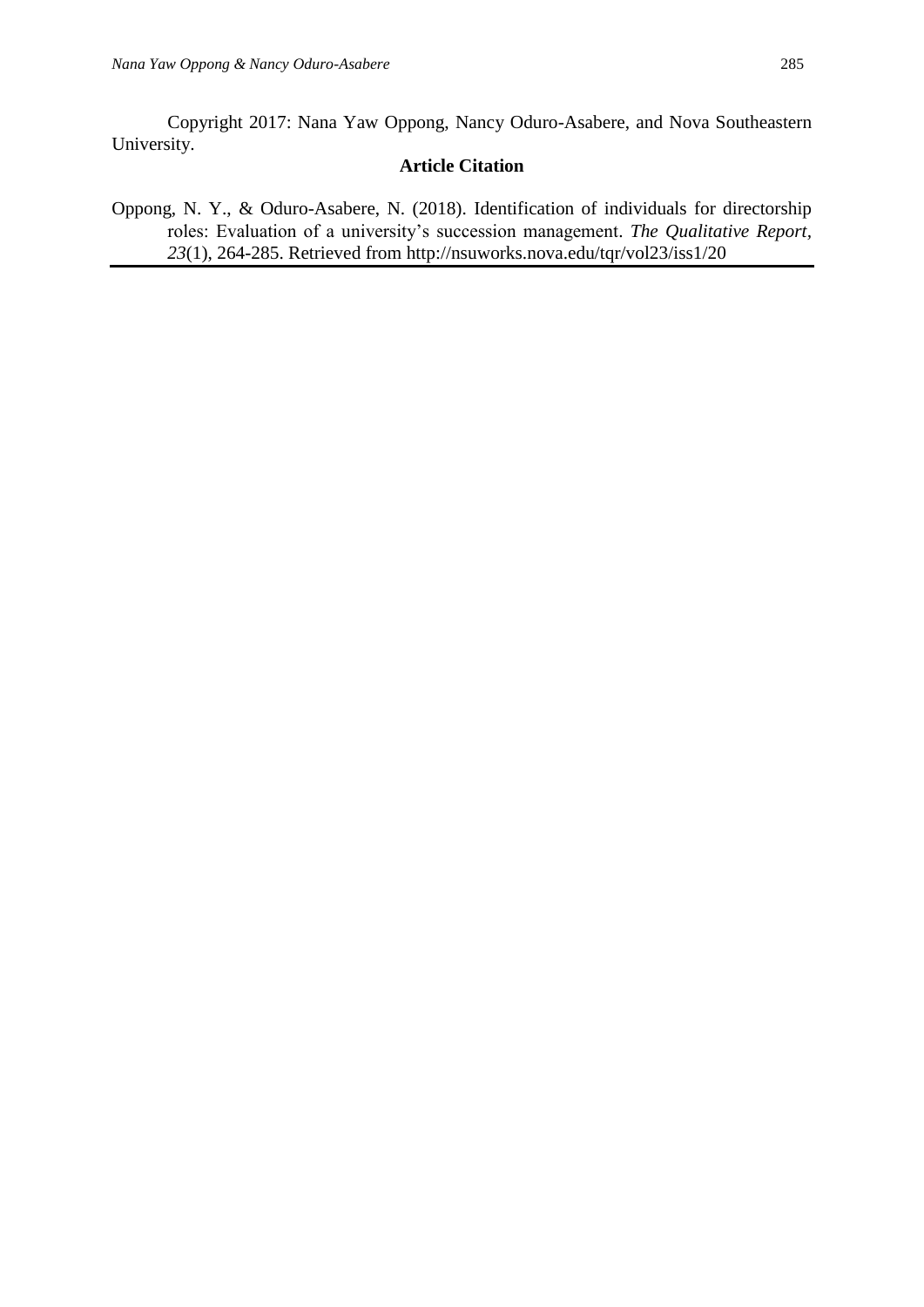Copyright 2017: Nana Yaw Oppong, Nancy Oduro-Asabere, and Nova Southeastern University.

## Article Citation

Oppong, N. Y., & Oduro-Asabere, N. (2018). Identification of individuals for directorship roles: Evaluation of a university's succession management. *The Qualitative Report, 23*(1), 264-285. Retrieved from http://nsuworks.nova.edu/tqr/vol23/iss1/20